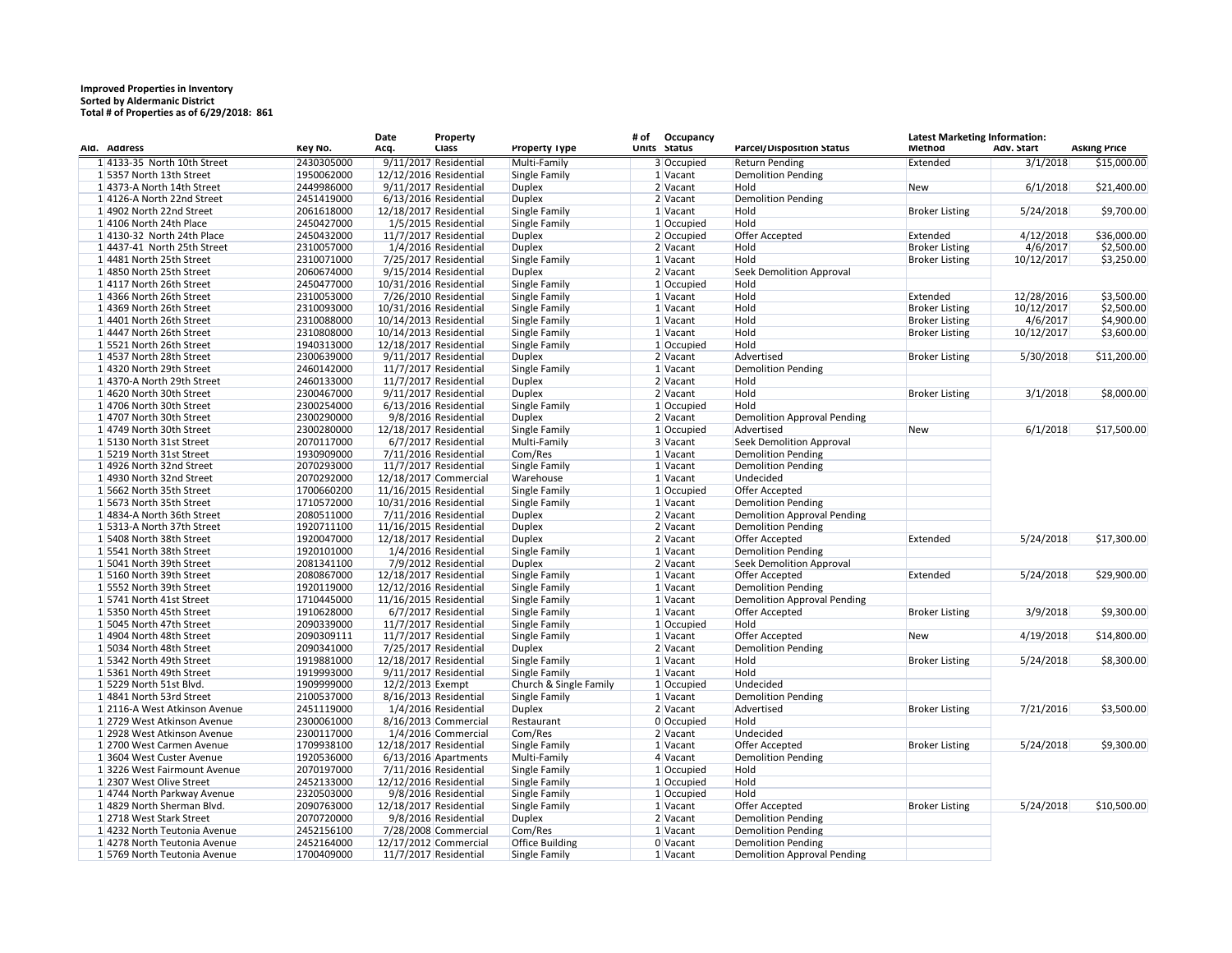**Improved Properties in Inventory**
**Sorted by Aldermanic District**
**Total # of Properties as of 6/29/2018: 861**

| Ald. | Address | Key No. | Date Acq. | Property Class | Property Type | # of Units | Occupancy Status | Parcel/Disposition Status | Latest Marketing Information: Method | Adv. Start | Asking Price |
|---|---|---|---|---|---|---|---|---|---|---|---|
| 1 | 4133-35 North 10th Street | 2430305000 | 9/11/2017 | Residential | Multi-Family | 3 | Occupied | Return Pending | Extended | 3/1/2018 | $15,000.00 |
| 1 | 5357 North 13th Street | 1950062000 | 12/12/2016 | Residential | Single Family | 1 | Vacant | Demolition Pending | | | |
| 1 | 4373-A North 14th Street | 2449986000 | 9/11/2017 | Residential | Duplex | 2 | Vacant | Hold | New | 6/1/2018 | $21,400.00 |
| 1 | 4126-A North 22nd Street | 2451419000 | 6/13/2016 | Residential | Duplex | 2 | Vacant | Demolition Pending | | | |
| 1 | 4902 North 22nd Street | 2061618000 | 12/18/2017 | Residential | Single Family | 1 | Vacant | Hold | Broker Listing | 5/24/2018 | $9,700.00 |
| 1 | 4106 North 24th Place | 2450427000 | 1/5/2015 | Residential | Single Family | 1 | Occupied | Hold | | | |
| 1 | 4130-32 North 24th Place | 2450432000 | 11/7/2017 | Residential | Duplex | 2 | Occupied | Offer Accepted | Extended | 4/12/2018 | $36,000.00 |
| 1 | 4437-41 North 25th Street | 2310057000 | 1/4/2016 | Residential | Duplex | 2 | Vacant | Hold | Broker Listing | 4/6/2017 | $2,500.00 |
| 1 | 4481 North 25th Street | 2310071000 | 7/25/2017 | Residential | Single Family | 1 | Vacant | Hold | Broker Listing | 10/12/2017 | $3,250.00 |
| 1 | 4850 North 25th Street | 2060674000 | 9/15/2014 | Residential | Duplex | 2 | Vacant | Seek Demolition Approval | | | |
| 1 | 4117 North 26th Street | 2450477000 | 10/31/2016 | Residential | Single Family | 1 | Occupied | Hold | | | |
| 1 | 4366 North 26th Street | 2310053000 | 7/26/2010 | Residential | Single Family | 1 | Vacant | Hold | Extended | 12/28/2016 | $3,500.00 |
| 1 | 4369 North 26th Street | 2310093000 | 10/31/2016 | Residential | Single Family | 1 | Vacant | Hold | Broker Listing | 10/12/2017 | $2,500.00 |
| 1 | 4401 North 26th Street | 2310088000 | 10/14/2013 | Residential | Single Family | 1 | Vacant | Hold | Broker Listing | 4/6/2017 | $4,900.00 |
| 1 | 4447 North 26th Street | 2310808000 | 10/14/2013 | Residential | Single Family | 1 | Vacant | Hold | Broker Listing | 10/12/2017 | $3,600.00 |
| 1 | 5521 North 26th Street | 1940313000 | 12/18/2017 | Residential | Single Family | 1 | Occupied | Hold | | | |
| 1 | 4537 North 28th Street | 2300639000 | 9/11/2017 | Residential | Duplex | 2 | Vacant | Advertised | Broker Listing | 5/30/2018 | $11,200.00 |
| 1 | 4320 North 29th Street | 2460142000 | 11/7/2017 | Residential | Single Family | 1 | Vacant | Demolition Pending | | | |
| 1 | 4370-A North 29th Street | 2460133000 | 11/7/2017 | Residential | Duplex | 2 | Vacant | Hold | | | |
| 1 | 4620 North 30th Street | 2300467000 | 9/11/2017 | Residential | Duplex | 2 | Vacant | Hold | Broker Listing | 3/1/2018 | $8,000.00 |
| 1 | 4706 North 30th Street | 2300254000 | 6/13/2016 | Residential | Single Family | 1 | Occupied | Hold | | | |
| 1 | 4707 North 30th Street | 2300290000 | 9/8/2016 | Residential | Duplex | 2 | Vacant | Demolition Approval Pending | | | |
| 1 | 4749 North 30th Street | 2300280000 | 12/18/2017 | Residential | Single Family | 1 | Occupied | Advertised | New | 6/1/2018 | $17,500.00 |
| 1 | 5130 North 31st Street | 2070117000 | 6/7/2017 | Residential | Multi-Family | 3 | Vacant | Seek Demolition Approval | | | |
| 1 | 5219 North 31st Street | 1930909000 | 7/11/2016 | Residential | Com/Res | 1 | Vacant | Demolition Pending | | | |
| 1 | 4926 North 32nd Street | 2070293000 | 11/7/2017 | Residential | Single Family | 1 | Vacant | Demolition Pending | | | |
| 1 | 4930 North 32nd Street | 2070292000 | 12/18/2017 | Commercial | Warehouse | 1 | Vacant | Undecided | | | |
| 1 | 5662 North 35th Street | 1700660200 | 11/16/2015 | Residential | Single Family | 1 | Occupied | Offer Accepted | | | |
| 1 | 5673 North 35th Street | 1710572000 | 10/31/2016 | Residential | Single Family | 1 | Vacant | Demolition Pending | | | |
| 1 | 4834-A North 36th Street | 2080511000 | 7/11/2016 | Residential | Duplex | 2 | Vacant | Demolition Approval Pending | | | |
| 1 | 5313-A North 37th Street | 1920711100 | 11/16/2015 | Residential | Duplex | 2 | Vacant | Demolition Pending | | | |
| 1 | 5408 North 38th Street | 1920047000 | 12/18/2017 | Residential | Duplex | 2 | Vacant | Offer Accepted | Extended | 5/24/2018 | $17,300.00 |
| 1 | 5541 North 38th Street | 1920101000 | 1/4/2016 | Residential | Single Family | 1 | Vacant | Demolition Pending | | | |
| 1 | 5041 North 39th Street | 2081341100 | 7/9/2012 | Residential | Duplex | 2 | Vacant | Seek Demolition Approval | | | |
| 1 | 5160 North 39th Street | 2080867000 | 12/18/2017 | Residential | Single Family | 1 | Vacant | Offer Accepted | Extended | 5/24/2018 | $29,900.00 |
| 1 | 5552 North 39th Street | 1920119000 | 12/12/2016 | Residential | Single Family | 1 | Vacant | Demolition Pending | | | |
| 1 | 5741 North 41st Street | 1710445000 | 11/16/2015 | Residential | Single Family | 1 | Vacant | Demolition Approval Pending | | | |
| 1 | 5350 North 45th Street | 1910628000 | 6/7/2017 | Residential | Single Family | 1 | Vacant | Offer Accepted | Broker Listing | 3/9/2018 | $9,300.00 |
| 1 | 5045 North 47th Street | 2090339000 | 11/7/2017 | Residential | Single Family | 1 | Occupied | Hold | | | |
| 1 | 4904 North 48th Street | 2090309111 | 11/7/2017 | Residential | Single Family | 1 | Vacant | Offer Accepted | New | 4/19/2018 | $14,800.00 |
| 1 | 5034 North 48th Street | 2090341000 | 7/25/2017 | Residential | Duplex | 2 | Vacant | Demolition Pending | | | |
| 1 | 5342 North 49th Street | 1919881000 | 12/18/2017 | Residential | Single Family | 1 | Vacant | Hold | Broker Listing | 5/24/2018 | $8,300.00 |
| 1 | 5361 North 49th Street | 1919993000 | 9/11/2017 | Residential | Single Family | 1 | Vacant | Hold | | | |
| 1 | 5229 North 51st Blvd. | 1909999000 | 12/2/2013 | Exempt | Church & Single Family | 1 | Occupied | Undecided | | | |
| 1 | 4841 North 53rd Street | 2100537000 | 8/16/2013 | Residential | Single Family | 1 | Vacant | Demolition Pending | | | |
| 1 | 2116-A West Atkinson Avenue | 2451119000 | 1/4/2016 | Residential | Duplex | 2 | Vacant | Advertised | Broker Listing | 7/21/2016 | $3,500.00 |
| 1 | 2729 West Atkinson Avenue | 2300061000 | 8/16/2013 | Commercial | Restaurant | 0 | Occupied | Hold | | | |
| 1 | 2928 West Atkinson Avenue | 2300117000 | 1/4/2016 | Commercial | Com/Res | 2 | Vacant | Undecided | | | |
| 1 | 2700 West Carmen Avenue | 1709938100 | 12/18/2017 | Residential | Single Family | 1 | Vacant | Offer Accepted | Broker Listing | 5/24/2018 | $9,300.00 |
| 1 | 3604 West Custer Avenue | 1920536000 | 6/13/2016 | Apartments | Multi-Family | 4 | Vacant | Demolition Pending | | | |
| 1 | 3226 West Fairmount Avenue | 2070197000 | 7/11/2016 | Residential | Single Family | 1 | Occupied | Hold | | | |
| 1 | 2307 West Olive Street | 2452133000 | 12/12/2016 | Residential | Single Family | 1 | Occupied | Hold | | | |
| 1 | 4744 North Parkway Avenue | 2320503000 | 9/8/2016 | Residential | Single Family | 1 | Occupied | Hold | | | |
| 1 | 4829 North Sherman Blvd. | 2090763000 | 12/18/2017 | Residential | Single Family | 1 | Vacant | Offer Accepted | Broker Listing | 5/24/2018 | $10,500.00 |
| 1 | 2718 West Stark Street | 2070720000 | 9/8/2016 | Residential | Duplex | 2 | Vacant | Demolition Pending | | | |
| 1 | 4232 North Teutonia Avenue | 2452156100 | 7/28/2008 | Commercial | Com/Res | 1 | Vacant | Demolition Pending | | | |
| 1 | 4278 North Teutonia Avenue | 2452164000 | 12/17/2012 | Commercial | Office Building | 0 | Vacant | Demolition Pending | | | |
| 1 | 5769 North Teutonia Avenue | 1700409000 | 11/7/2017 | Residential | Single Family | 1 | Vacant | Demolition Approval Pending | | | |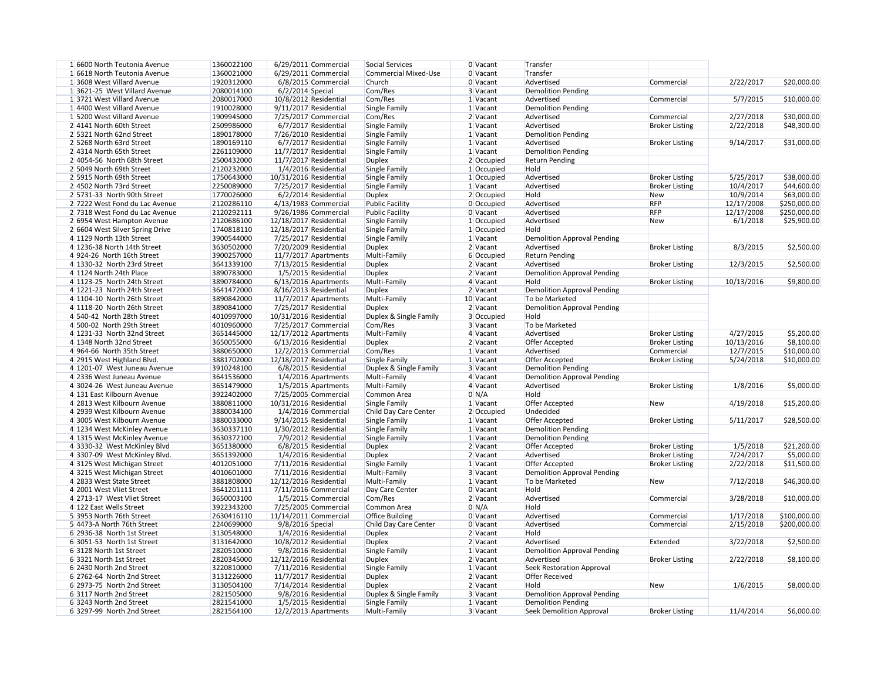| | | | | | | | | | | | |
|---|---|---|---|---|---|---|---|---|---|---|---|
| 1 | 6600 North Teutonia Avenue | 1360022100 | 6/29/2011 | Commercial | Social Services | 0 | Vacant | Transfer | | | |
| 1 | 6618 North Teutonia Avenue | 1360021000 | 6/29/2011 | Commercial | Commercial Mixed-Use | 0 | Vacant | Transfer | | | |
| 1 | 3608 West Villard Avenue | 1920312000 | 6/8/2015 | Commercial | Church | 0 | Vacant | Advertised | Commercial | 2/22/2017 | $20,000.00 |
| 1 | 3621-25 West Villard Avenue | 2080014100 | 6/2/2014 | Special | Com/Res | 3 | Vacant | Demolition Pending | | | |
| 1 | 3721 West Villard Avenue | 2080017000 | 10/8/2012 | Residential | Com/Res | 1 | Vacant | Advertised | Commercial | 5/7/2015 | $10,000.00 |
| 1 | 4400 West Villard Avenue | 1910028000 | 9/11/2017 | Residential | Single Family | 1 | Vacant | Demolition Pending | | | |
| 1 | 5200 West Villard Avenue | 1909945000 | 7/25/2017 | Commercial | Com/Res | 2 | Vacant | Advertised | Commercial | 2/27/2018 | $30,000.00 |
| 2 | 4141 North 60th Street | 2509986000 | 6/7/2017 | Residential | Single Family | 1 | Vacant | Advertised | Broker Listing | 2/22/2018 | $48,300.00 |
| 2 | 5321 North 62nd Street | 1890178000 | 7/26/2010 | Residential | Single Family | 1 | Vacant | Demolition Pending | | | |
| 2 | 5268 North 63rd Street | 1890169110 | 6/7/2017 | Residential | Single Family | 1 | Vacant | Advertised | Broker Listing | 9/14/2017 | $31,000.00 |
| 2 | 4314 North 65th Street | 2261109000 | 11/7/2017 | Residential | Single Family | 1 | Vacant | Demolition Pending | | | |
| 2 | 4054-56 North 68th Street | 2500432000 | 11/7/2017 | Residential | Duplex | 2 | Occupied | Return Pending | | | |
| 2 | 5049 North 69th Street | 2120232000 | 1/4/2016 | Residential | Single Family | 1 | Occupied | Hold | | | |
| 2 | 5915 North 69th Street | 1750643000 | 10/31/2016 | Residential | Single Family | 1 | Occupied | Advertised | Broker Listing | 5/25/2017 | $38,000.00 |
| 2 | 4502 North 73rd Street | 2250089000 | 7/25/2017 | Residential | Single Family | 1 | Vacant | Advertised | Broker Listing | 10/4/2017 | $44,600.00 |
| 2 | 5731-33 North 90th Street | 1770026000 | 6/2/2014 | Residential | Duplex | 2 | Occupied | Hold | New | 10/9/2014 | $63,000.00 |
| 2 | 7222 West Fond du Lac Avenue | 2120286110 | 4/13/1983 | Commercial | Public Facility | 0 | Occupied | Advertised | RFP | 12/17/2008 | $250,000.00 |
| 2 | 7318 West Fond du Lac Avenue | 2120292111 | 9/26/1986 | Commercial | Public Facility | 0 | Vacant | Advertised | RFP | 12/17/2008 | $250,000.00 |
| 2 | 6954 West Hampton Avenue | 2120686100 | 12/18/2017 | Residential | Single Family | 1 | Occupied | Advertised | New | 6/1/2018 | $25,900.00 |
| 2 | 6604 West Silver Spring Drive | 1740818110 | 12/18/2017 | Residential | Single Family | 1 | Occupied | Hold | | | |
| 4 | 1129 North 13th Street | 3900544000 | 7/25/2017 | Residential | Single Family | 1 | Vacant | Demolition Approval Pending | | | |
| 4 | 1236-38 North 14th Street | 3630502000 | 7/20/2009 | Residential | Duplex | 2 | Vacant | Advertised | Broker Listing | 8/3/2015 | $2,500.00 |
| 4 | 924-26 North 16th Street | 3900257000 | 11/7/2017 | Apartments | Multi-Family | 6 | Occupied | Return Pending | | | |
| 4 | 1330-32 North 23rd Street | 3641339100 | 7/13/2015 | Residential | Duplex | 2 | Vacant | Advertised | Broker Listing | 12/3/2015 | $2,500.00 |
| 4 | 1124 North 24th Place | 3890783000 | 1/5/2015 | Residential | Duplex | 2 | Vacant | Demolition Approval Pending | | | |
| 4 | 1123-25 North 24th Street | 3890784000 | 6/13/2016 | Apartments | Multi-Family | 4 | Vacant | Hold | Broker Listing | 10/13/2016 | $9,800.00 |
| 4 | 1221-23 North 24th Street | 3641472000 | 8/16/2013 | Residential | Duplex | 2 | Vacant | Demolition Approval Pending | | | |
| 4 | 1104-10 North 26th Street | 3890842000 | 11/7/2017 | Apartments | Multi-Family | 10 | Vacant | To be Marketed | | | |
| 4 | 1118-20 North 26th Street | 3890841000 | 7/25/2017 | Residential | Duplex | 2 | Vacant | Demolition Approval Pending | | | |
| 4 | 540-42 North 28th Street | 4010997000 | 10/31/2016 | Residential | Duplex & Single Family | 3 | Occupied | Hold | | | |
| 4 | 500-02 North 29th Street | 4010960000 | 7/25/2017 | Commercial | Com/Res | 3 | Vacant | To be Marketed | | | |
| 4 | 1231-33 North 32nd Street | 3651445000 | 12/17/2012 | Apartments | Multi-Family | 4 | Vacant | Advertised | Broker Listing | 4/27/2015 | $5,200.00 |
| 4 | 1348 North 32nd Street | 3650055000 | 6/13/2016 | Residential | Duplex | 2 | Vacant | Offer Accepted | Broker Listing | 10/13/2016 | $8,100.00 |
| 4 | 964-66 North 35th Street | 3880650000 | 12/2/2013 | Commercial | Com/Res | 1 | Vacant | Advertised | Commercial | 12/7/2015 | $10,000.00 |
| 4 | 2915 West Highland Blvd. | 3881702000 | 12/18/2017 | Residential | Single Family | 1 | Vacant | Offer Accepted | Broker Listing | 5/24/2018 | $10,000.00 |
| 4 | 1201-07 West Juneau Avenue | 3910248100 | 6/8/2015 | Residential | Duplex & Single Family | 3 | Vacant | Demolition Pending | | | |
| 4 | 2336 West Juneau Avenue | 3641536000 | 1/4/2016 | Apartments | Multi-Family | 4 | Vacant | Demolition Approval Pending | | | |
| 4 | 3024-26 West Juneau Avenue | 3651479000 | 1/5/2015 | Apartments | Multi-Family | 4 | Vacant | Advertised | Broker Listing | 1/8/2016 | $5,000.00 |
| 4 | 131 East Kilbourn Avenue | 3922402000 | 7/25/2005 | Commercial | Common Area | 0 | N/A | Hold | | | |
| 4 | 2813 West Kilbourn Avenue | 3880811000 | 10/31/2016 | Residential | Single Family | 1 | Vacant | Offer Accepted | New | 4/19/2018 | $15,200.00 |
| 4 | 2939 West Kilbourn Avenue | 3880034100 | 1/4/2016 | Commercial | Child Day Care Center | 2 | Occupied | Undecided | | | |
| 4 | 3005 West Kilbourn Avenue | 3880033000 | 9/14/2015 | Residential | Single Family | 1 | Vacant | Offer Accepted | Broker Listing | 5/11/2017 | $28,500.00 |
| 4 | 1234 West McKinley Avenue | 3630337110 | 1/30/2012 | Residential | Single Family | 1 | Vacant | Demolition Pending | | | |
| 4 | 1315 West McKinley Avenue | 3630372100 | 7/9/2012 | Residential | Single Family | 1 | Vacant | Demolition Pending | | | |
| 4 | 3330-32 West McKinley Blvd | 3651380000 | 6/8/2015 | Residential | Duplex | 2 | Vacant | Offer Accepted | Broker Listing | 1/5/2018 | $21,200.00 |
| 4 | 3307-09 West McKinley Blvd. | 3651392000 | 1/4/2016 | Residential | Duplex | 2 | Vacant | Advertised | Broker Listing | 7/24/2017 | $5,000.00 |
| 4 | 3125 West Michigan Street | 4012051000 | 7/11/2016 | Residential | Single Family | 1 | Vacant | Offer Accepted | Broker Listing | 2/22/2018 | $11,500.00 |
| 4 | 3215 West Michigan Street | 4010601000 | 7/11/2016 | Residential | Multi-Family | 3 | Vacant | Demolition Approval Pending | | | |
| 4 | 2833 West State Street | 3881808000 | 12/12/2016 | Residential | Multi-Family | 1 | Vacant | To be Marketed | New | 7/12/2018 | $46,300.00 |
| 4 | 2001 West Vliet Street | 3641201111 | 7/11/2016 | Commercial | Day Care Center | 0 | Vacant | Hold | | | |
| 4 | 2713-17 West Vliet Street | 3650003100 | 1/5/2015 | Commercial | Com/Res | 2 | Vacant | Advertised | Commercial | 3/28/2018 | $10,000.00 |
| 4 | 122 East Wells Street | 3922343200 | 7/25/2005 | Commercial | Common Area | 0 | N/A | Hold | | | |
| 5 | 3953 North 76th Street | 2630416110 | 11/14/2011 | Commercial | Office Building | 0 | Vacant | Advertised | Commercial | 1/17/2018 | $100,000.00 |
| 5 | 4473-A North 76th Street | 2240699000 | 9/8/2016 | Special | Child Day Care Center | 0 | Vacant | Advertised | Commercial | 2/15/2018 | $200,000.00 |
| 6 | 2936-38 North 1st Street | 3130548000 | 1/4/2016 | Residential | Duplex | 2 | Vacant | Hold | | | |
| 6 | 3051-53 North 1st Street | 3131642000 | 10/8/2012 | Residential | Duplex | 2 | Vacant | Advertised | Extended | 3/22/2018 | $2,500.00 |
| 6 | 3128 North 1st Street | 2820510000 | 9/8/2016 | Residential | Single Family | 1 | Vacant | Demolition Approval Pending | | | |
| 6 | 3321 North 1st Street | 2820345000 | 12/12/2016 | Residential | Duplex | 2 | Vacant | Advertised | Broker Listing | 2/22/2018 | $8,100.00 |
| 6 | 2430 North 2nd Street | 3220810000 | 7/11/2016 | Residential | Single Family | 1 | Vacant | Seek Restoration Approval | | | |
| 6 | 2762-64 North 2nd Street | 3131226000 | 11/7/2017 | Residential | Duplex | 2 | Vacant | Offer Received | | | |
| 6 | 2973-75 North 2nd Street | 3130504100 | 7/14/2014 | Residential | Duplex | 2 | Vacant | Hold | New | 1/6/2015 | $8,000.00 |
| 6 | 3117 North 2nd Street | 2821505000 | 9/8/2016 | Residential | Duplex & Single Family | 3 | Vacant | Demolition Approval Pending | | | |
| 6 | 3243 North 2nd Street | 2821541000 | 1/5/2015 | Residential | Single Family | 1 | Vacant | Demolition Pending | | | |
| 6 | 3297-99 North 2nd Street | 2821564100 | 12/2/2013 | Apartments | Multi-Family | 3 | Vacant | Seek Demolition Approval | Broker Listing | 11/4/2014 | $6,000.00 |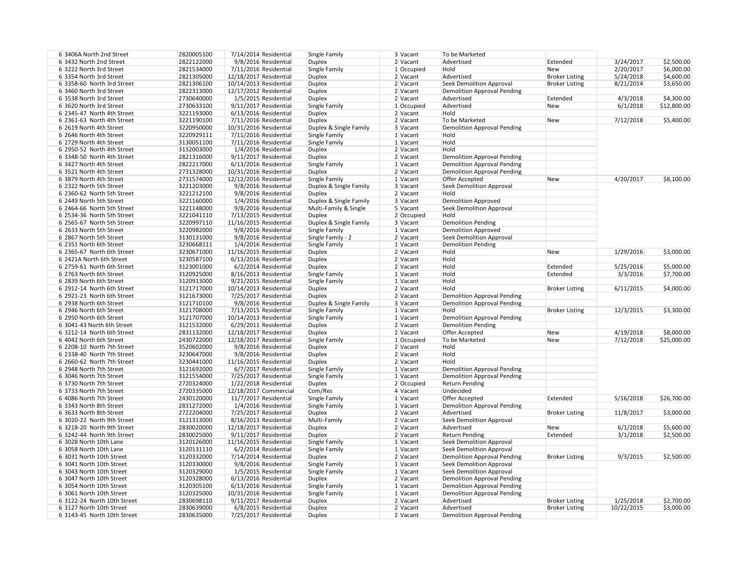| | | | | | | | | | | |
|---|---|---|---|---|---|---|---|---|---|---|
| 6 | 3406A North 2nd Street | 2820005100 | 7/14/2014 | Residential | Single Family | 3 | Vacant | To be Marketed | | | |
| 6 | 3432 North 2nd Street | 2822122000 | 9/8/2016 | Residential | Duplex | 2 | Vacant | Advertised | Extended | 3/24/2017 | $2,500.00 |
| 6 | 3222 North 3rd Street | 2821534000 | 7/11/2016 | Residential | Single Family | 1 | Occupied | Hold | New | 2/20/2017 | $6,000.00 |
| 6 | 3354 North 3rd Street | 2821305000 | 12/18/2017 | Residential | Duplex | 2 | Vacant | Advertised | Broker Listing | 5/24/2018 | $4,600.00 |
| 6 | 3358-60 North 3rd Street | 2821306100 | 10/14/2013 | Residential | Duplex | 2 | Vacant | Seek Demolition Approval | Broker Listing | 8/21/2014 | $3,650.00 |
| 6 | 3460 North 3rd Street | 2822313000 | 12/17/2012 | Residential | Duplex | 2 | Vacant | Demolition Approval Pending | | | |
| 6 | 3538 North 3rd Street | 2730640000 | 1/5/2015 | Residential | Duplex | 2 | Vacant | Advertised | Extended | 4/3/2018 | $4,300.00 |
| 6 | 3620 North 3rd Street | 2730633100 | 9/11/2017 | Residential | Single Family | 1 | Occupied | Advertised | New | 6/1/2018 | $12,800.00 |
| 6 | 2345-47 North 4th Street | 3221193000 | 6/13/2016 | Residential | Duplex | 2 | Vacant | Hold | | | |
| 6 | 2361-63 North 4th Street | 3221190100 | 7/11/2016 | Residential | Duplex | 2 | Vacant | To be Marketed | New | 7/12/2018 | $5,400.00 |
| 6 | 2619 North 4th Street | 3220950000 | 10/31/2016 | Residential | Duplex & Single Family | 3 | Vacant | Demolition Approval Pending | | | |
| 6 | 2646 North 4th Street | 3220929111 | 7/11/2016 | Residential | Single Family | 1 | Vacant | Hold | | | |
| 6 | 2729 North 4th Street | 3130051100 | 7/11/2016 | Residential | Single Family | 1 | Vacant | Hold | | | |
| 6 | 2950-52 North 4th Street | 3132003000 | 1/4/2016 | Residential | Duplex | 2 | Vacant | Hold | | | |
| 6 | 3348-50 North 4th Street | 2821316000 | 9/11/2017 | Residential | Duplex | 2 | Vacant | Demolition Approval Pending | | | |
| 6 | 3427 North 4th Street | 2822217000 | 6/13/2016 | Residential | Single Family | 1 | Vacant | Demolition Approval Pending | | | |
| 6 | 3521 North 4th Street | 2731328000 | 10/31/2016 | Residential | Duplex | 2 | Vacant | Demolition Approval Pending | | | |
| 6 | 3879 North 4th Street | 2731574000 | 12/12/2016 | Residential | Single Family | 1 | Vacant | Offer Accepted | New | 4/20/2017 | $8,100.00 |
| 6 | 2322 North 5th Street | 3221203000 | 9/8/2016 | Residential | Duplex & Single Family | 3 | Vacant | Seek Demolition Approval | | | |
| 6 | 2360-62 North 5th Street | 3221212100 | 9/8/2016 | Residential | Duplex | 2 | Vacant | Hold | | | |
| 6 | 2449 North 5th Street | 3221160000 | 1/4/2016 | Residential | Duplex & Single Family | 3 | Vacant | Demolition Approved | | | |
| 6 | 2464-66 North 5th Street | 3221148000 | 9/8/2016 | Residential | Multi-Family & Single | 5 | Vacant | Seek Demolition Approval | | | |
| 6 | 2534-36 North 5th Street | 3221041110 | 7/13/2015 | Residential | Duplex | 2 | Occupied | Hold | | | |
| 6 | 2565-67 North 5th Street | 3220997110 | 11/16/2015 | Residential | Duplex & Single Family | 3 | Vacant | Demolition Pending | | | |
| 6 | 2633 North 5th Street | 3220982000 | 9/8/2016 | Residential | Single Family | 1 | Vacant | Demolition Approved | | | |
| 6 | 2867 North 5th Street | 3130131000 | 9/8/2016 | Residential | Single Family - 2 | 2 | Vacant | Seek Demolition Approval | | | |
| 6 | 2351 North 6th Street | 3230668111 | 1/4/2016 | Residential | Single Family | 1 | Vacant | Demolition Pending | | | |
| 6 | 2365-67 North 6th Street | 3230671000 | 11/16/2015 | Residential | Duplex | 2 | Vacant | Hold | New | 1/29/2016 | $3,000.00 |
| 6 | 2421A North 6th Street | 3230587100 | 6/13/2016 | Residential | Duplex | 2 | Vacant | Hold | | | |
| 6 | 2759-61 North 6th Street | 3123001000 | 6/2/2014 | Residential | Duplex | 2 | Vacant | Hold | Extended | 5/25/2016 | $5,000.00 |
| 6 | 2763 North 6th Street | 3120925000 | 8/16/2013 | Residential | Single Family | 1 | Vacant | Hold | Extended | 3/3/2016 | $7,700.00 |
| 6 | 2839 North 6th Street | 3120913000 | 9/21/2015 | Residential | Single Family | 1 | Vacant | Hold | | | |
| 6 | 2912-14 North 6th Street | 3121717000 | 10/14/2013 | Residential | Duplex | 2 | Vacant | Hold | Broker Listing | 6/11/2015 | $4,000.00 |
| 6 | 2921-23 North 6th Street | 3121673000 | 7/25/2017 | Residential | Duplex | 2 | Vacant | Demolition Approval Pending | | | |
| 6 | 2938 North 6th Street | 3121710100 | 9/8/2016 | Residential | Duplex & Single Family | 3 | Vacant | Demolition Approval Pending | | | |
| 6 | 2946 North 6th Street | 3121708000 | 7/13/2015 | Residential | Single Family | 1 | Vacant | Hold | Broker Listing | 12/3/2015 | $3,300.00 |
| 6 | 2950 North 6th Street | 3121707000 | 10/14/2013 | Residential | Single Family | 1 | Vacant | Demolition Approval Pending | | | |
| 6 | 3041-43 North 6th Street | 3121532000 | 6/29/2011 | Residential | Duplex | 2 | Vacant | Demolition Pending | | | |
| 6 | 3212-14 North 6th Street | 2831132000 | 12/18/2017 | Residential | Duplex | 2 | Vacant | Offer Accepted | New | 4/19/2018 | $8,000.00 |
| 6 | 4042 North 6th Street | 2430722000 | 12/18/2017 | Residential | Single Family | 1 | Occupied | To be Marketed | New | 7/12/2018 | $25,000.00 |
| 6 | 2208-10 North 7th Street | 3520602000 | 9/8/2016 | Residential | Duplex | 2 | Vacant | Hold | | | |
| 6 | 2338-40 North 7th Street | 3230647000 | 9/8/2016 | Residential | Duplex | 2 | Vacant | Hold | | | |
| 6 | 2660-62 North 7th Street | 3230441000 | 11/16/2015 | Residential | Duplex | 2 | Vacant | Hold | | | |
| 6 | 2948 North 7th Street | 3121692000 | 6/7/2017 | Residential | Single Family | 1 | Vacant | Demolition Approval Pending | | | |
| 6 | 3046 North 7th Street | 3121554000 | 7/25/2017 | Residential | Single Family | 1 | Vacant | Demolition Approval Pending | | | |
| 6 | 3730 North 7th Street | 2720324000 | 1/22/2018 | Residential | Duplex | 2 | Occupied | Return Pending | | | |
| 6 | 3733 North 7th Street | 2720335000 | 12/18/2017 | Commercial | Com/Res | 4 | Vacant | Undecided | | | |
| 6 | 4086 North 7th Street | 2430120000 | 11/7/2017 | Residential | Single Family | 1 | Vacant | Offer Accepted | Extended | 5/16/2018 | $26,700.00 |
| 6 | 3343 North 8th Street | 2831272000 | 1/4/2016 | Residential | Single Family | 1 | Vacant | Demolition Approval Pending | | | |
| 6 | 3633 North 8th Street | 2722204000 | 7/25/2017 | Residential | Duplex | 2 | Vacant | Advertised | Broker Listing | 11/8/2017 | $3,000.00 |
| 6 | 3020-22 North 9th Street | 3121313000 | 8/16/2013 | Residential | Multi-Family | 2 | Vacant | Seek Demolition Approval | | | |
| 6 | 3218-20 North 9th Street | 2830020000 | 12/18/2017 | Residential | Duplex | 2 | Vacant | Advertised | New | 6/1/2018 | $5,600.00 |
| 6 | 3242-44 North 9th Street | 2830025000 | 9/11/2017 | Residential | Duplex | 2 | Vacant | Return Pending | Extended | 3/1/2018 | $2,500.00 |
| 6 | 3028 North 10th Lane | 3120126000 | 11/16/2015 | Residential | Single Family | 1 | Vacant | Seek Demolition Approval | | | |
| 6 | 3058 North 10th Lane | 3120131110 | 6/2/2014 | Residential | Single Family | 1 | Vacant | Seek Demolition Approval | | | |
| 6 | 3031 North 10th Street | 3120332000 | 7/14/2014 | Residential | Duplex | 2 | Vacant | Demolition Approval Pending | Broker Listing | 9/3/2015 | $2,500.00 |
| 6 | 3041 North 10th Street | 3120330000 | 9/8/2016 | Residential | Single Family | 1 | Vacant | Seek Demolition Approval | | | |
| 6 | 3043 North 10th Street | 3120329000 | 1/5/2015 | Residential | Single Family | 1 | Vacant | Seek Demolition Approval | | | |
| 6 | 3047 North 10th Street | 3120328000 | 6/13/2016 | Residential | Duplex | 2 | Vacant | Demolition Approval Pending | | | |
| 6 | 3054 North 10th Street | 3120305100 | 6/13/2016 | Residential | Single Family | 1 | Vacant | Demolition Approval Pending | | | |
| 6 | 3061 North 10th Street | 3120325000 | 10/31/2016 | Residential | Single Family | 1 | Vacant | Demolition Approval Pending | | | |
| 6 | 3122-24 North 10th Street | 2830698110 | 9/11/2017 | Residential | Duplex | 2 | Vacant | Advertised | Broker Listing | 1/25/2018 | $2,700.00 |
| 6 | 3127 North 10th Street | 2830639000 | 6/8/2015 | Residential | Duplex | 2 | Vacant | Advertised | Broker Listing | 10/22/2015 | $3,000.00 |
| 6 | 3143-45 North 10th Street | 2830635000 | 7/25/2017 | Residential | Duplex | 2 | Vacant | Demolition Approval Pending | | | |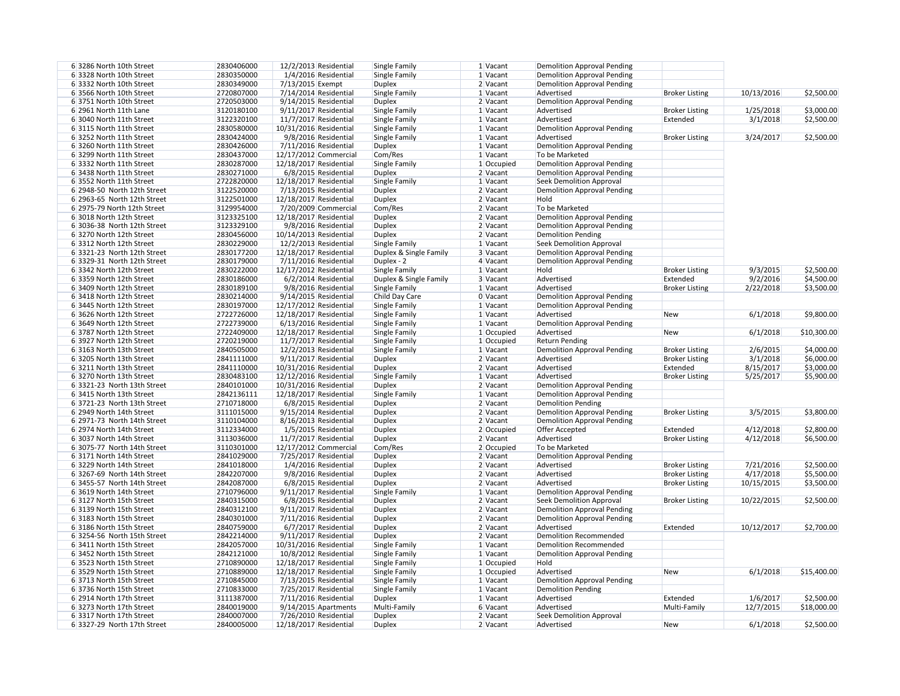| | | | | | | | | | | |
|---|---|---|---|---|---|---|---|---|---|---|
| 6 | 3286 North 10th Street | 2830406000 | 12/2/2013 | Residential | Single Family | 1 | Vacant | Demolition Approval Pending | | | |
| 6 | 3328 North 10th Street | 2830350000 | 1/4/2016 | Residential | Single Family | 1 | Vacant | Demolition Approval Pending | | | |
| 6 | 3332 North 10th Street | 2830349000 | 7/13/2015 | Exempt | Duplex | 2 | Vacant | Demolition Approval Pending | | | |
| 6 | 3566 North 10th Street | 2720807000 | 7/14/2014 | Residential | Single Family | 1 | Vacant | Advertised | Broker Listing | 10/13/2016 | $2,500.00 |
| 6 | 3751 North 10th Street | 2720503000 | 9/14/2015 | Residential | Duplex | 2 | Vacant | Demolition Approval Pending | | | |
| 6 | 2961 North 11th Lane | 3120180100 | 9/11/2017 | Residential | Single Family | 1 | Vacant | Advertised | Broker Listing | 1/25/2018 | $3,000.00 |
| 6 | 3040 North 11th Street | 3122320100 | 11/7/2017 | Residential | Single Family | 1 | Vacant | Advertised | Extended | 3/1/2018 | $2,500.00 |
| 6 | 3115 North 11th Street | 2830580000 | 10/31/2016 | Residential | Single Family | 1 | Vacant | Demolition Approval Pending | | | |
| 6 | 3252 North 11th Street | 2830424000 | 9/8/2016 | Residential | Single Family | 1 | Vacant | Advertised | Broker Listing | 3/24/2017 | $2,500.00 |
| 6 | 3260 North 11th Street | 2830426000 | 7/11/2016 | Residential | Duplex | 1 | Vacant | Demolition Approval Pending | | | |
| 6 | 3299 North 11th Street | 2830437000 | 12/17/2012 | Commercial | Com/Res | 1 | Vacant | To be Marketed | | | |
| 6 | 3332 North 11th Street | 2830287000 | 12/18/2017 | Residential | Single Family | 1 | Occupied | Demolition Approval Pending | | | |
| 6 | 3438 North 11th Street | 2830271000 | 6/8/2015 | Residential | Duplex | 2 | Vacant | Demolition Approval Pending | | | |
| 6 | 3552 North 11th Street | 2722820000 | 12/18/2017 | Residential | Single Family | 1 | Vacant | Seek Demolition Approval | | | |
| 6 | 2948-50 North 12th Street | 3122520000 | 7/13/2015 | Residential | Duplex | 2 | Vacant | Demolition Approval Pending | | | |
| 6 | 2963-65 North 12th Street | 3122501000 | 12/18/2017 | Residential | Duplex | 2 | Vacant | Hold | | | |
| 6 | 2975-79 North 12th Street | 3129954000 | 7/20/2009 | Commercial | Com/Res | 2 | Vacant | To be Marketed | | | |
| 6 | 3018 North 12th Street | 3123325100 | 12/18/2017 | Residential | Duplex | 2 | Vacant | Demolition Approval Pending | | | |
| 6 | 3036-38 North 12th Street | 3123329100 | 9/8/2016 | Residential | Duplex | 2 | Vacant | Demolition Approval Pending | | | |
| 6 | 3270 North 12th Street | 2830456000 | 10/14/2013 | Residential | Duplex | 2 | Vacant | Demolition Pending | | | |
| 6 | 3312 North 12th Street | 2830229000 | 12/2/2013 | Residential | Single Family | 1 | Vacant | Seek Demolition Approval | | | |
| 6 | 3321-23 North 12th Street | 2830177200 | 12/18/2017 | Residential | Duplex & Single Family | 3 | Vacant | Demolition Approval Pending | | | |
| 6 | 3329-31 North 12th Street | 2830179000 | 7/11/2016 | Residential | Duplex - 2 | 4 | Vacant | Demolition Approval Pending | | | |
| 6 | 3342 North 12th Street | 2830222000 | 12/17/2012 | Residential | Single Family | 1 | Vacant | Hold | Broker Listing | 9/3/2015 | $2,500.00 |
| 6 | 3359 North 12th Street | 2830186000 | 6/2/2014 | Residential | Duplex & Single Family | 3 | Vacant | Advertised | Extended | 9/2/2016 | $4,500.00 |
| 6 | 3409 North 12th Street | 2830189100 | 9/8/2016 | Residential | Single Family | 1 | Vacant | Advertised | Broker Listing | 2/22/2018 | $3,500.00 |
| 6 | 3418 North 12th Street | 2830214000 | 9/14/2015 | Residential | Child Day Care | 0 | Vacant | Demolition Approval Pending | | | |
| 6 | 3445 North 12th Street | 2830197000 | 12/17/2012 | Residential | Single Family | 1 | Vacant | Demolition Approval Pending | | | |
| 6 | 3626 North 12th Street | 2722726000 | 12/18/2017 | Residential | Single Family | 1 | Vacant | Advertised | New | 6/1/2018 | $9,800.00 |
| 6 | 3649 North 12th Street | 2722739000 | 6/13/2016 | Residential | Single Family | 1 | Vacant | Demolition Approval Pending | | | |
| 6 | 3787 North 12th Street | 2722409000 | 12/18/2017 | Residential | Single Family | 1 | Occupied | Advertised | New | 6/1/2018 | $10,300.00 |
| 6 | 3927 North 12th Street | 2720219000 | 11/7/2017 | Residential | Single Family | 1 | Occupied | Return Pending | | | |
| 6 | 3163 North 13th Street | 2840505000 | 12/2/2013 | Residential | Single Family | 1 | Vacant | Demolition Approval Pending | Broker Listing | 2/6/2015 | $4,000.00 |
| 6 | 3205 North 13th Street | 2841111000 | 9/11/2017 | Residential | Duplex | 2 | Vacant | Advertised | Broker Listing | 3/1/2018 | $6,000.00 |
| 6 | 3211 North 13th Street | 2841110000 | 10/31/2016 | Residential | Duplex | 2 | Vacant | Advertised | Extended | 8/15/2017 | $3,000.00 |
| 6 | 3270 North 13th Street | 2830483100 | 12/12/2016 | Residential | Single Family | 1 | Vacant | Advertised | Broker Listing | 5/25/2017 | $5,900.00 |
| 6 | 3321-23 North 13th Street | 2840101000 | 10/31/2016 | Residential | Duplex | 2 | Vacant | Demolition Approval Pending | | | |
| 6 | 3415 North 13th Street | 2842136111 | 12/18/2017 | Residential | Single Family | 1 | Vacant | Demolition Approval Pending | | | |
| 6 | 3721-23 North 13th Street | 2710718000 | 6/8/2015 | Residential | Duplex | 2 | Vacant | Demolition Pending | | | |
| 6 | 2949 North 14th Street | 3111015000 | 9/15/2014 | Residential | Duplex | 2 | Vacant | Demolition Approval Pending | Broker Listing | 3/5/2015 | $3,800.00 |
| 6 | 2971-73 North 14th Street | 3110104000 | 8/16/2013 | Residential | Duplex | 2 | Vacant | Demolition Approval Pending | | | |
| 6 | 2974 North 14th Street | 3112334000 | 1/5/2015 | Residential | Duplex | 2 | Occupied | Offer Accepted | Extended | 4/12/2018 | $2,800.00 |
| 6 | 3037 North 14th Street | 3113036000 | 11/7/2017 | Residential | Duplex | 2 | Vacant | Advertised | Broker Listing | 4/12/2018 | $6,500.00 |
| 6 | 3075-77 North 14th Street | 3110301000 | 12/17/2012 | Commercial | Com/Res | 2 | Occupied | To be Marketed | | | |
| 6 | 3171 North 14th Street | 2841029000 | 7/25/2017 | Residential | Duplex | 2 | Vacant | Demolition Approval Pending | | | |
| 6 | 3229 North 14th Street | 2841018000 | 1/4/2016 | Residential | Duplex | 2 | Vacant | Advertised | Broker Listing | 7/21/2016 | $2,500.00 |
| 6 | 3267-69 North 14th Street | 2842207000 | 9/8/2016 | Residential | Duplex | 2 | Vacant | Advertised | Broker Listing | 4/17/2018 | $5,500.00 |
| 6 | 3455-57 North 14th Street | 2842087000 | 6/8/2015 | Residential | Duplex | 2 | Vacant | Advertised | Broker Listing | 10/15/2015 | $3,500.00 |
| 6 | 3619 North 14th Street | 2710796000 | 9/11/2017 | Residential | Single Family | 1 | Vacant | Demolition Approval Pending | | | |
| 6 | 3127 North 15th Street | 2840315000 | 6/8/2015 | Residential | Duplex | 2 | Vacant | Seek Demolition Approval | Broker Listing | 10/22/2015 | $2,500.00 |
| 6 | 3139 North 15th Street | 2840312100 | 9/11/2017 | Residential | Duplex | 2 | Vacant | Demolition Approval Pending | | | |
| 6 | 3183 North 15th Street | 2840301000 | 7/11/2016 | Residential | Duplex | 2 | Vacant | Demolition Approval Pending | | | |
| 6 | 3186 North 15th Street | 2840759000 | 6/7/2017 | Residential | Duplex | 2 | Vacant | Advertised | Extended | 10/12/2017 | $2,700.00 |
| 6 | 3254-56 North 15th Street | 2842214000 | 9/11/2017 | Residential | Duplex | 2 | Vacant | Demolition Recommended | | | |
| 6 | 3411 North 15th Street | 2842057000 | 10/31/2016 | Residential | Single Family | 1 | Vacant | Demolition Recommended | | | |
| 6 | 3452 North 15th Street | 2842121000 | 10/8/2012 | Residential | Single Family | 1 | Vacant | Demolition Approval Pending | | | |
| 6 | 3523 North 15th Street | 2710890000 | 12/18/2017 | Residential | Single Family | 1 | Occupied | Hold | | | |
| 6 | 3529 North 15th Street | 2710889000 | 12/18/2017 | Residential | Single Family | 1 | Occupied | Advertised | New | 6/1/2018 | $15,400.00 |
| 6 | 3713 North 15th Street | 2710845000 | 7/13/2015 | Residential | Single Family | 1 | Vacant | Demolition Approval Pending | | | |
| 6 | 3736 North 15th Street | 2710833000 | 7/25/2017 | Residential | Single Family | 1 | Vacant | Demolition Pending | | | |
| 6 | 2914 North 17th Street | 3111387000 | 7/11/2016 | Residential | Duplex | 1 | Vacant | Advertised | Extended | 1/6/2017 | $2,500.00 |
| 6 | 3273 North 17th Street | 2840019000 | 9/14/2015 | Apartments | Multi-Family | 6 | Vacant | Advertised | Multi-Family | 12/7/2015 | $18,000.00 |
| 6 | 3317 North 17th Street | 2840007000 | 7/26/2010 | Residential | Duplex | 2 | Vacant | Seek Demolition Approval | | | |
| 6 | 3327-29 North 17th Street | 2840005000 | 12/18/2017 | Residential | Duplex | 2 | Vacant | Advertised | New | 6/1/2018 | $2,500.00 |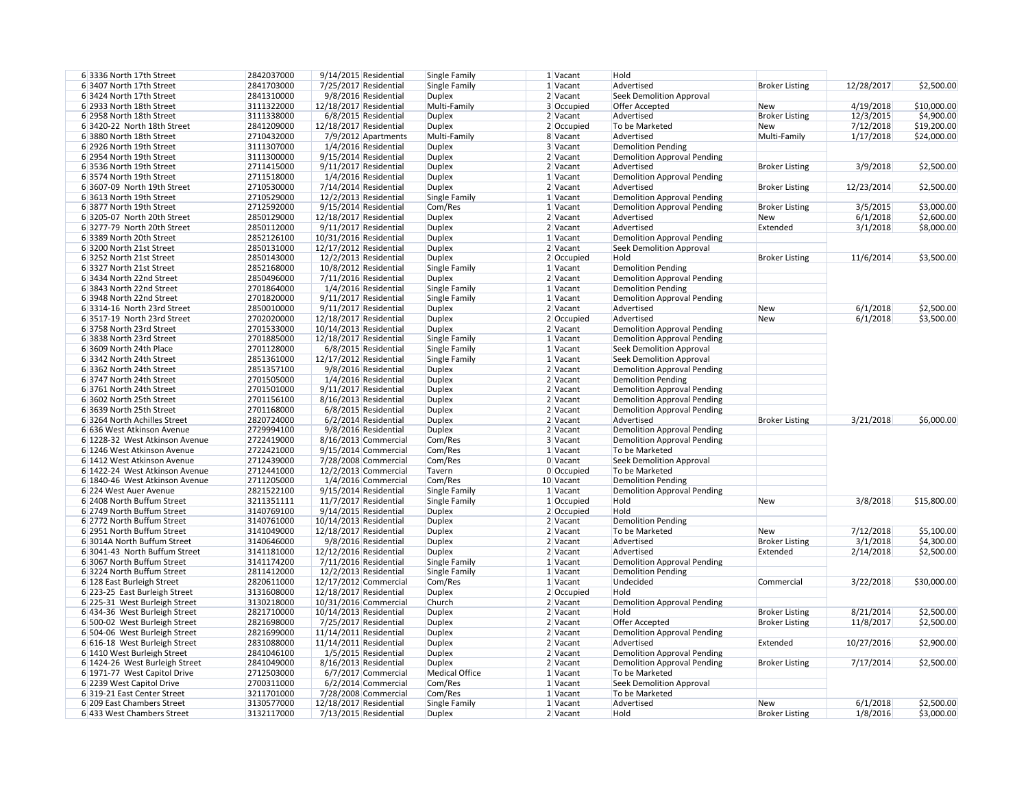| | | | | | | | | | | | |
|---|---|---|---|---|---|---|---|---|---|---|---|
| 6 | 3336 North 17th Street | 2842037000 | 9/14/2015 | Residential | Single Family | 1 | Vacant | Hold | | | |
| 6 | 3407 North 17th Street | 2841703000 | 7/25/2017 | Residential | Single Family | 1 | Vacant | Advertised | Broker Listing | 12/28/2017 | $2,500.00 |
| 6 | 3424 North 17th Street | 2841310000 | 9/8/2016 | Residential | Duplex | 2 | Vacant | Seek Demolition Approval | | | |
| 6 | 2933 North 18th Street | 3111322000 | 12/18/2017 | Residential | Multi-Family | 3 | Occupied | Offer Accepted | New | 4/19/2018 | $10,000.00 |
| 6 | 2958 North 18th Street | 3111338000 | 6/8/2015 | Residential | Duplex | 2 | Vacant | Advertised | Broker Listing | 12/3/2015 | $4,900.00 |
| 6 | 3420-22 North 18th Street | 2841209000 | 12/18/2017 | Residential | Duplex | 2 | Occupied | To be Marketed | New | 7/12/2018 | $19,200.00 |
| 6 | 3880 North 18th Street | 2710432000 | 7/9/2012 | Apartments | Multi-Family | 8 | Vacant | Advertised | Multi-Family | 1/17/2018 | $24,000.00 |
| 6 | 2926 North 19th Street | 3111307000 | 1/4/2016 | Residential | Duplex | 3 | Vacant | Demolition Pending | | | |
| 6 | 2954 North 19th Street | 3111300000 | 9/15/2014 | Residential | Duplex | 2 | Vacant | Demolition Approval Pending | | | |
| 6 | 3536 North 19th Street | 2711415000 | 9/11/2017 | Residential | Duplex | 2 | Vacant | Advertised | Broker Listing | 3/9/2018 | $2,500.00 |
| 6 | 3574 North 19th Street | 2711518000 | 1/4/2016 | Residential | Duplex | 1 | Vacant | Demolition Approval Pending | | | |
| 6 | 3607-09 North 19th Street | 2710530000 | 7/14/2014 | Residential | Duplex | 2 | Vacant | Advertised | Broker Listing | 12/23/2014 | $2,500.00 |
| 6 | 3613 North 19th Street | 2710529000 | 12/2/2013 | Residential | Single Family | 1 | Vacant | Demolition Approval Pending | | | |
| 6 | 3877 North 19th Street | 2712592000 | 9/15/2014 | Residential | Com/Res | 1 | Vacant | Demolition Approval Pending | Broker Listing | 3/5/2015 | $3,000.00 |
| 6 | 3205-07 North 20th Street | 2850129000 | 12/18/2017 | Residential | Duplex | 2 | Vacant | Advertised | New | 6/1/2018 | $2,600.00 |
| 6 | 3277-79 North 20th Street | 2850112000 | 9/11/2017 | Residential | Duplex | 2 | Vacant | Advertised | Extended | 3/1/2018 | $8,000.00 |
| 6 | 3389 North 20th Street | 2852126100 | 10/31/2016 | Residential | Duplex | 1 | Vacant | Demolition Approval Pending | | | |
| 6 | 3200 North 21st Street | 2850131000 | 12/17/2012 | Residential | Duplex | 2 | Vacant | Seek Demolition Approval | | | |
| 6 | 3252 North 21st Street | 2850143000 | 12/2/2013 | Residential | Duplex | 2 | Occupied | Hold | Broker Listing | 11/6/2014 | $3,500.00 |
| 6 | 3327 North 21st Street | 2852168000 | 10/8/2012 | Residential | Single Family | 1 | Vacant | Demolition Pending | | | |
| 6 | 3434 North 22nd Street | 2850496000 | 7/11/2016 | Residential | Duplex | 2 | Vacant | Demolition Approval Pending | | | |
| 6 | 3843 North 22nd Street | 2701864000 | 1/4/2016 | Residential | Single Family | 1 | Vacant | Demolition Pending | | | |
| 6 | 3948 North 22nd Street | 2701820000 | 9/11/2017 | Residential | Single Family | 1 | Vacant | Demolition Approval Pending | | | |
| 6 | 3314-16 North 23rd Street | 2850010000 | 9/11/2017 | Residential | Duplex | 2 | Vacant | Advertised | New | 6/1/2018 | $2,500.00 |
| 6 | 3517-19 North 23rd Street | 2702020000 | 12/18/2017 | Residential | Duplex | 2 | Occupied | Advertised | New | 6/1/2018 | $3,500.00 |
| 6 | 3758 North 23rd Street | 2701533000 | 10/14/2013 | Residential | Duplex | 2 | Vacant | Demolition Approval Pending | | | |
| 6 | 3838 North 23rd Street | 2701885000 | 12/18/2017 | Residential | Single Family | 1 | Vacant | Demolition Approval Pending | | | |
| 6 | 3609 North 24th Place | 2701128000 | 6/8/2015 | Residential | Single Family | 1 | Vacant | Seek Demolition Approval | | | |
| 6 | 3342 North 24th Street | 2851361000 | 12/17/2012 | Residential | Single Family | 1 | Vacant | Seek Demolition Approval | | | |
| 6 | 3362 North 24th Street | 2851357100 | 9/8/2016 | Residential | Duplex | 2 | Vacant | Demolition Approval Pending | | | |
| 6 | 3747 North 24th Street | 2701505000 | 1/4/2016 | Residential | Duplex | 2 | Vacant | Demolition Pending | | | |
| 6 | 3761 North 24th Street | 2701501000 | 9/11/2017 | Residential | Duplex | 2 | Vacant | Demolition Approval Pending | | | |
| 6 | 3602 North 25th Street | 2701156100 | 8/16/2013 | Residential | Duplex | 2 | Vacant | Demolition Approval Pending | | | |
| 6 | 3639 North 25th Street | 2701168000 | 6/8/2015 | Residential | Duplex | 2 | Vacant | Demolition Approval Pending | | | |
| 6 | 3264 North Achilles Street | 2820724000 | 6/2/2014 | Residential | Duplex | 2 | Vacant | Advertised | Broker Listing | 3/21/2018 | $6,000.00 |
| 6 | 636 West Atkinson Avenue | 2729994100 | 9/8/2016 | Residential | Duplex | 2 | Vacant | Demolition Approval Pending | | | |
| 6 | 1228-32 West Atkinson Avenue | 2722419000 | 8/16/2013 | Commercial | Com/Res | 3 | Vacant | Demolition Approval Pending | | | |
| 6 | 1246 West Atkinson Avenue | 2722421000 | 9/15/2014 | Commercial | Com/Res | 1 | Vacant | To be Marketed | | | |
| 6 | 1412 West Atkinson Avenue | 2712439000 | 7/28/2008 | Commercial | Com/Res | 0 | Vacant | Seek Demolition Approval | | | |
| 6 | 1422-24 West Atkinson Avenue | 2712441000 | 12/2/2013 | Commercial | Tavern | 0 | Occupied | To be Marketed | | | |
| 6 | 1840-46 West Atkinson Avenue | 2711205000 | 1/4/2016 | Commercial | Com/Res | 10 | Vacant | Demolition Pending | | | |
| 6 | 224 West Auer Avenue | 2821522100 | 9/15/2014 | Residential | Single Family | 1 | Vacant | Demolition Approval Pending | | | |
| 6 | 2408 North Buffum Street | 3211351111 | 11/7/2017 | Residential | Single Family | 1 | Occupied | Hold | New | 3/8/2018 | $15,800.00 |
| 6 | 2749 North Buffum Street | 3140769100 | 9/14/2015 | Residential | Duplex | 2 | Occupied | Hold | | | |
| 6 | 2772 North Buffum Street | 3140761000 | 10/14/2013 | Residential | Duplex | 2 | Vacant | Demolition Pending | | | |
| 6 | 2951 North Buffum Street | 3141049000 | 12/18/2017 | Residential | Duplex | 2 | Vacant | To be Marketed | New | 7/12/2018 | $5,100.00 |
| 6 | 3014A North Buffum Street | 3140646000 | 9/8/2016 | Residential | Duplex | 2 | Vacant | Advertised | Broker Listing | 3/1/2018 | $4,300.00 |
| 6 | 3041-43 North Buffum Street | 3141181000 | 12/12/2016 | Residential | Duplex | 2 | Vacant | Advertised | Extended | 2/14/2018 | $2,500.00 |
| 6 | 3067 North Buffum Street | 3141174200 | 7/11/2016 | Residential | Single Family | 1 | Vacant | Demolition Approval Pending | | | |
| 6 | 3224 North Buffum Street | 2811412000 | 12/2/2013 | Residential | Single Family | 1 | Vacant | Demolition Pending | | | |
| 6 | 128 East Burleigh Street | 2820611000 | 12/17/2012 | Commercial | Com/Res | 1 | Vacant | Undecided | Commercial | 3/22/2018 | $30,000.00 |
| 6 | 223-25 East Burleigh Street | 3131608000 | 12/18/2017 | Residential | Duplex | 2 | Occupied | Hold | | | |
| 6 | 225-31 West Burleigh Street | 3130218000 | 10/31/2016 | Commercial | Church | 2 | Vacant | Demolition Approval Pending | | | |
| 6 | 434-36 West Burleigh Street | 2821710000 | 10/14/2013 | Residential | Duplex | 2 | Vacant | Hold | Broker Listing | 8/21/2014 | $2,500.00 |
| 6 | 500-02 West Burleigh Street | 2821698000 | 7/25/2017 | Residential | Duplex | 2 | Vacant | Offer Accepted | Broker Listing | 11/8/2017 | $2,500.00 |
| 6 | 504-06 West Burleigh Street | 2821699000 | 11/14/2011 | Residential | Duplex | 2 | Vacant | Demolition Approval Pending | | | |
| 6 | 616-18 West Burleigh Street | 2831088000 | 11/14/2011 | Residential | Duplex | 2 | Vacant | Advertised | Extended | 10/27/2016 | $2,900.00 |
| 6 | 1410 West Burleigh Street | 2841046100 | 1/5/2015 | Residential | Duplex | 2 | Vacant | Demolition Approval Pending | | | |
| 6 | 1424-26 West Burleigh Street | 2841049000 | 8/16/2013 | Residential | Duplex | 2 | Vacant | Demolition Approval Pending | Broker Listing | 7/17/2014 | $2,500.00 |
| 6 | 1971-77 West Capitol Drive | 2712503000 | 6/7/2017 | Commercial | Medical Office | 1 | Vacant | To be Marketed | | | |
| 6 | 2239 West Capitol Drive | 2700311000 | 6/2/2014 | Commercial | Com/Res | 1 | Vacant | Seek Demolition Approval | | | |
| 6 | 319-21 East Center Street | 3211701000 | 7/28/2008 | Commercial | Com/Res | 1 | Vacant | To be Marketed | | | |
| 6 | 209 East Chambers Street | 3130577000 | 12/18/2017 | Residential | Single Family | 1 | Vacant | Advertised | New | 6/1/2018 | $2,500.00 |
| 6 | 433 West Chambers Street | 3132117000 | 7/13/2015 | Residential | Duplex | 2 | Vacant | Hold | Broker Listing | 1/8/2016 | $3,000.00 |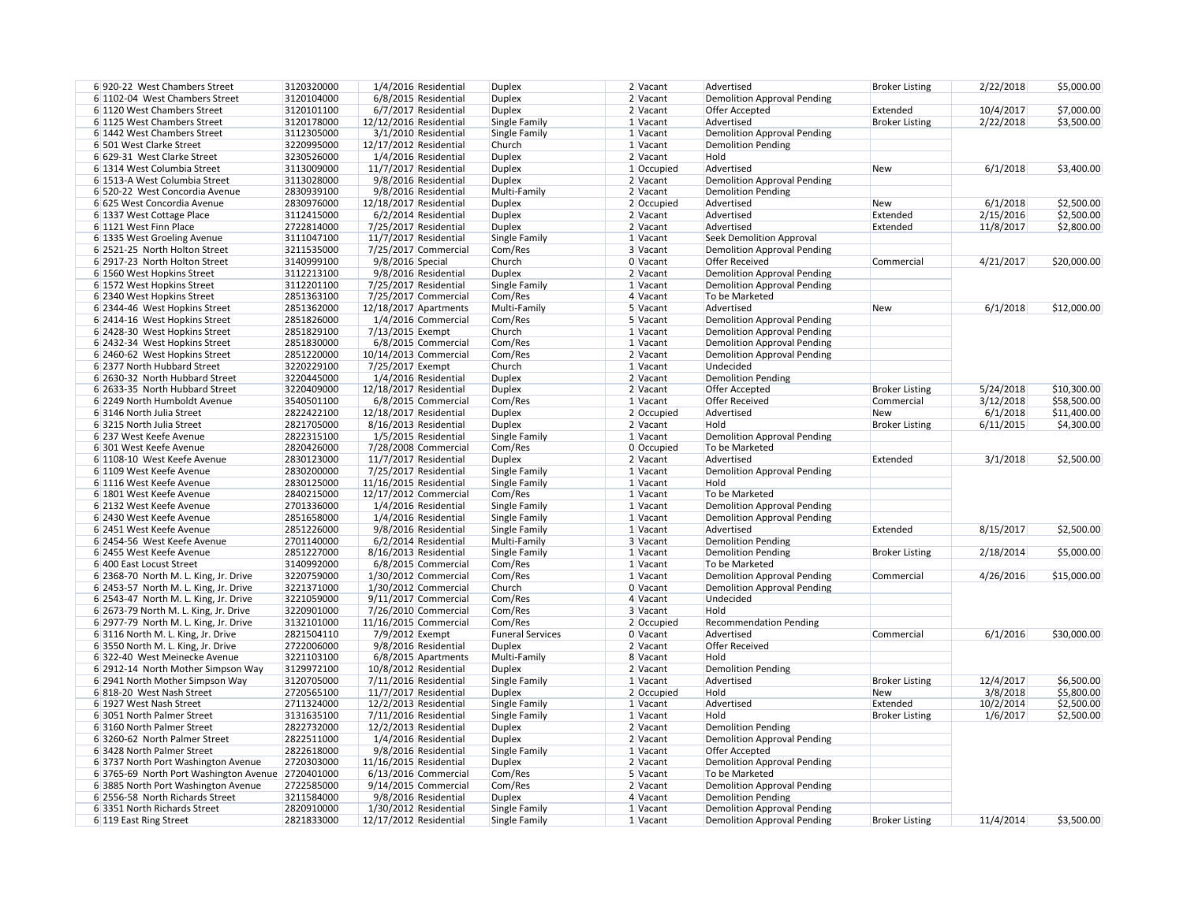| | | | | | | | | | | | |
|---|---|---|---|---|---|---|---|---|---|---|---|
| 6 | 920-22 West Chambers Street | 3120320000 | 1/4/2016 | Residential | Duplex | 2 | Vacant | Advertised | Broker Listing | 2/22/2018 | $5,000.00 |
| 6 | 1102-04 West Chambers Street | 3120104000 | 6/8/2015 | Residential | Duplex | 2 | Vacant | Demolition Approval Pending | | | |
| 6 | 1120 West Chambers Street | 3120101100 | 6/7/2017 | Residential | Duplex | 2 | Vacant | Offer Accepted | Extended | 10/4/2017 | $7,000.00 |
| 6 | 1125 West Chambers Street | 3120178000 | 12/12/2016 | Residential | Single Family | 1 | Vacant | Advertised | Broker Listing | 2/22/2018 | $3,500.00 |
| 6 | 1442 West Chambers Street | 3112305000 | 3/1/2010 | Residential | Single Family | 1 | Vacant | Demolition Approval Pending | | | |
| 6 | 501 West Clarke Street | 3220995000 | 12/17/2012 | Residential | Church | 1 | Vacant | Demolition Pending | | | |
| 6 | 629-31 West Clarke Street | 3230526000 | 1/4/2016 | Residential | Duplex | 2 | Vacant | Hold | | | |
| 6 | 1314 West Columbia Street | 3113009000 | 11/7/2017 | Residential | Duplex | 1 | Occupied | Advertised | New | 6/1/2018 | $3,400.00 |
| 6 | 1513-A West Columbia Street | 3113028000 | 9/8/2016 | Residential | Duplex | 2 | Vacant | Demolition Approval Pending | | | |
| 6 | 520-22 West Concordia Avenue | 2830939100 | 9/8/2016 | Residential | Multi-Family | 2 | Vacant | Demolition Pending | | | |
| 6 | 625 West Concordia Avenue | 2830976000 | 12/18/2017 | Residential | Duplex | 2 | Occupied | Advertised | New | 6/1/2018 | $2,500.00 |
| 6 | 1337 West Cottage Place | 3112415000 | 6/2/2014 | Residential | Duplex | 2 | Vacant | Advertised | Extended | 2/15/2016 | $2,500.00 |
| 6 | 1121 West Finn Place | 2722814000 | 7/25/2017 | Residential | Duplex | 2 | Vacant | Advertised | Extended | 11/8/2017 | $2,800.00 |
| 6 | 1335 West Groeling Avenue | 3111047100 | 11/7/2017 | Residential | Single Family | 1 | Vacant | Seek Demolition Approval | | | |
| 6 | 2521-25 North Holton Street | 3211535000 | 7/25/2017 | Commercial | Com/Res | 3 | Vacant | Demolition Approval Pending | | | |
| 6 | 2917-23 North Holton Street | 3140999100 | 9/8/2016 | Special | Church | 0 | Vacant | Offer Received | Commercial | 4/21/2017 | $20,000.00 |
| 6 | 1560 West Hopkins Street | 3112213100 | 9/8/2016 | Residential | Duplex | 2 | Vacant | Demolition Approval Pending | | | |
| 6 | 1572 West Hopkins Street | 3112201100 | 7/25/2017 | Residential | Single Family | 1 | Vacant | Demolition Approval Pending | | | |
| 6 | 2340 West Hopkins Street | 2851363100 | 7/25/2017 | Commercial | Com/Res | 4 | Vacant | To be Marketed | | | |
| 6 | 2344-46 West Hopkins Street | 2851362000 | 12/18/2017 | Apartments | Multi-Family | 5 | Vacant | Advertised | New | 6/1/2018 | $12,000.00 |
| 6 | 2414-16 West Hopkins Street | 2851826000 | 1/4/2016 | Commercial | Com/Res | 5 | Vacant | Demolition Approval Pending | | | |
| 6 | 2428-30 West Hopkins Street | 2851829100 | 7/13/2015 | Exempt | Church | 1 | Vacant | Demolition Approval Pending | | | |
| 6 | 2432-34 West Hopkins Street | 2851830000 | 6/8/2015 | Commercial | Com/Res | 1 | Vacant | Demolition Approval Pending | | | |
| 6 | 2460-62 West Hopkins Street | 2851220000 | 10/14/2013 | Commercial | Com/Res | 2 | Vacant | Demolition Approval Pending | | | |
| 6 | 2377 North Hubbard Street | 3220229100 | 7/25/2017 | Exempt | Church | 1 | Vacant | Undecided | | | |
| 6 | 2630-32 North Hubbard Street | 3220445000 | 1/4/2016 | Residential | Duplex | 2 | Vacant | Demolition Pending | | | |
| 6 | 2633-35 North Hubbard Street | 3220409000 | 12/18/2017 | Residential | Duplex | 2 | Vacant | Offer Accepted | Broker Listing | 5/24/2018 | $10,300.00 |
| 6 | 2249 North Humboldt Avenue | 3540501100 | 6/8/2015 | Commercial | Com/Res | 1 | Vacant | Offer Received | Commercial | 3/12/2018 | $58,500.00 |
| 6 | 3146 North Julia Street | 2822422100 | 12/18/2017 | Residential | Duplex | 2 | Occupied | Advertised | New | 6/1/2018 | $11,400.00 |
| 6 | 3215 North Julia Street | 2821705000 | 8/16/2013 | Residential | Duplex | 2 | Vacant | Hold | Broker Listing | 6/11/2015 | $4,300.00 |
| 6 | 237 West Keefe Avenue | 2822315100 | 1/5/2015 | Residential | Single Family | 1 | Vacant | Demolition Approval Pending | | | |
| 6 | 301 West Keefe Avenue | 2820426000 | 7/28/2008 | Commercial | Com/Res | 0 | Occupied | To be Marketed | | | |
| 6 | 1108-10 West Keefe Avenue | 2830123000 | 11/7/2017 | Residential | Duplex | 2 | Vacant | Advertised | Extended | 3/1/2018 | $2,500.00 |
| 6 | 1109 West Keefe Avenue | 2830200000 | 7/25/2017 | Residential | Single Family | 1 | Vacant | Demolition Approval Pending | | | |
| 6 | 1116 West Keefe Avenue | 2830125000 | 11/16/2015 | Residential | Single Family | 1 | Vacant | Hold | | | |
| 6 | 1801 West Keefe Avenue | 2840215000 | 12/17/2012 | Commercial | Com/Res | 1 | Vacant | To be Marketed | | | |
| 6 | 2132 West Keefe Avenue | 2701336000 | 1/4/2016 | Residential | Single Family | 1 | Vacant | Demolition Approval Pending | | | |
| 6 | 2430 West Keefe Avenue | 2851658000 | 1/4/2016 | Residential | Single Family | 1 | Vacant | Demolition Approval Pending | | | |
| 6 | 2451 West Keefe Avenue | 2851226000 | 9/8/2016 | Residential | Single Family | 1 | Vacant | Advertised | Extended | 8/15/2017 | $2,500.00 |
| 6 | 2454-56 West Keefe Avenue | 2701140000 | 6/2/2014 | Residential | Multi-Family | 3 | Vacant | Demolition Pending | | | |
| 6 | 2455 West Keefe Avenue | 2851227000 | 8/16/2013 | Residential | Single Family | 1 | Vacant | Demolition Pending | Broker Listing | 2/18/2014 | $5,000.00 |
| 6 | 400 East Locust Street | 3140992000 | 6/8/2015 | Commercial | Com/Res | 1 | Vacant | To be Marketed | | | |
| 6 | 2368-70 North M. L. King, Jr. Drive | 3220759000 | 1/30/2012 | Commercial | Com/Res | 1 | Vacant | Demolition Approval Pending | Commercial | 4/26/2016 | $15,000.00 |
| 6 | 2453-57 North M. L. King, Jr. Drive | 3221371000 | 1/30/2012 | Commercial | Church | 0 | Vacant | Demolition Approval Pending | | | |
| 6 | 2543-47 North M. L. King, Jr. Drive | 3221059000 | 9/11/2017 | Commercial | Com/Res | 4 | Vacant | Undecided | | | |
| 6 | 2673-79 North M. L. King, Jr. Drive | 3220901000 | 7/26/2010 | Commercial | Com/Res | 3 | Vacant | Hold | | | |
| 6 | 2977-79 North M. L. King, Jr. Drive | 3132101000 | 11/16/2015 | Commercial | Com/Res | 2 | Occupied | Recommendation Pending | | | |
| 6 | 3116 North M. L. King, Jr. Drive | 2821504110 | 7/9/2012 | Exempt | Funeral Services | 0 | Vacant | Advertised | Commercial | 6/1/2016 | $30,000.00 |
| 6 | 3550 North M. L. King, Jr. Drive | 2722006000 | 9/8/2016 | Residential | Duplex | 2 | Vacant | Offer Received | | | |
| 6 | 322-40 West Meinecke Avenue | 3221103100 | 6/8/2015 | Apartments | Multi-Family | 8 | Vacant | Hold | | | |
| 6 | 2912-14 North Mother Simpson Way | 3129972100 | 10/8/2012 | Residential | Duplex | 2 | Vacant | Demolition Pending | | | |
| 6 | 2941 North Mother Simpson Way | 3120705000 | 7/11/2016 | Residential | Single Family | 1 | Vacant | Advertised | Broker Listing | 12/4/2017 | $6,500.00 |
| 6 | 818-20 West Nash Street | 2720565100 | 11/7/2017 | Residential | Duplex | 2 | Occupied | Hold | New | 3/8/2018 | $5,800.00 |
| 6 | 1927 West Nash Street | 2711324000 | 12/2/2013 | Residential | Single Family | 1 | Vacant | Advertised | Extended | 10/2/2014 | $2,500.00 |
| 6 | 3051 North Palmer Street | 3131635100 | 7/11/2016 | Residential | Single Family | 1 | Vacant | Hold | Broker Listing | 1/6/2017 | $2,500.00 |
| 6 | 3160 North Palmer Street | 2822732000 | 12/2/2013 | Residential | Duplex | 2 | Vacant | Demolition Pending | | | |
| 6 | 3260-62 North Palmer Street | 2822511000 | 1/4/2016 | Residential | Duplex | 2 | Vacant | Demolition Approval Pending | | | |
| 6 | 3428 North Palmer Street | 2822618000 | 9/8/2016 | Residential | Single Family | 1 | Vacant | Offer Accepted | | | |
| 6 | 3737 North Port Washington Avenue | 2720303000 | 11/16/2015 | Residential | Duplex | 2 | Vacant | Demolition Approval Pending | | | |
| 6 | 3765-69 North Port Washington Avenue | 2720401000 | 6/13/2016 | Commercial | Com/Res | 5 | Vacant | To be Marketed | | | |
| 6 | 3885 North Port Washington Avenue | 2722585000 | 9/14/2015 | Commercial | Com/Res | 2 | Vacant | Demolition Approval Pending | | | |
| 6 | 2556-58 North Richards Street | 3211584000 | 9/8/2016 | Residential | Duplex | 4 | Vacant | Demolition Pending | | | |
| 6 | 3351 North Richards Street | 2820910000 | 1/30/2012 | Residential | Single Family | 1 | Vacant | Demolition Approval Pending | | | |
| 6 | 119 East Ring Street | 2821833000 | 12/17/2012 | Residential | Single Family | 1 | Vacant | Demolition Approval Pending | Broker Listing | 11/4/2014 | $3,500.00 |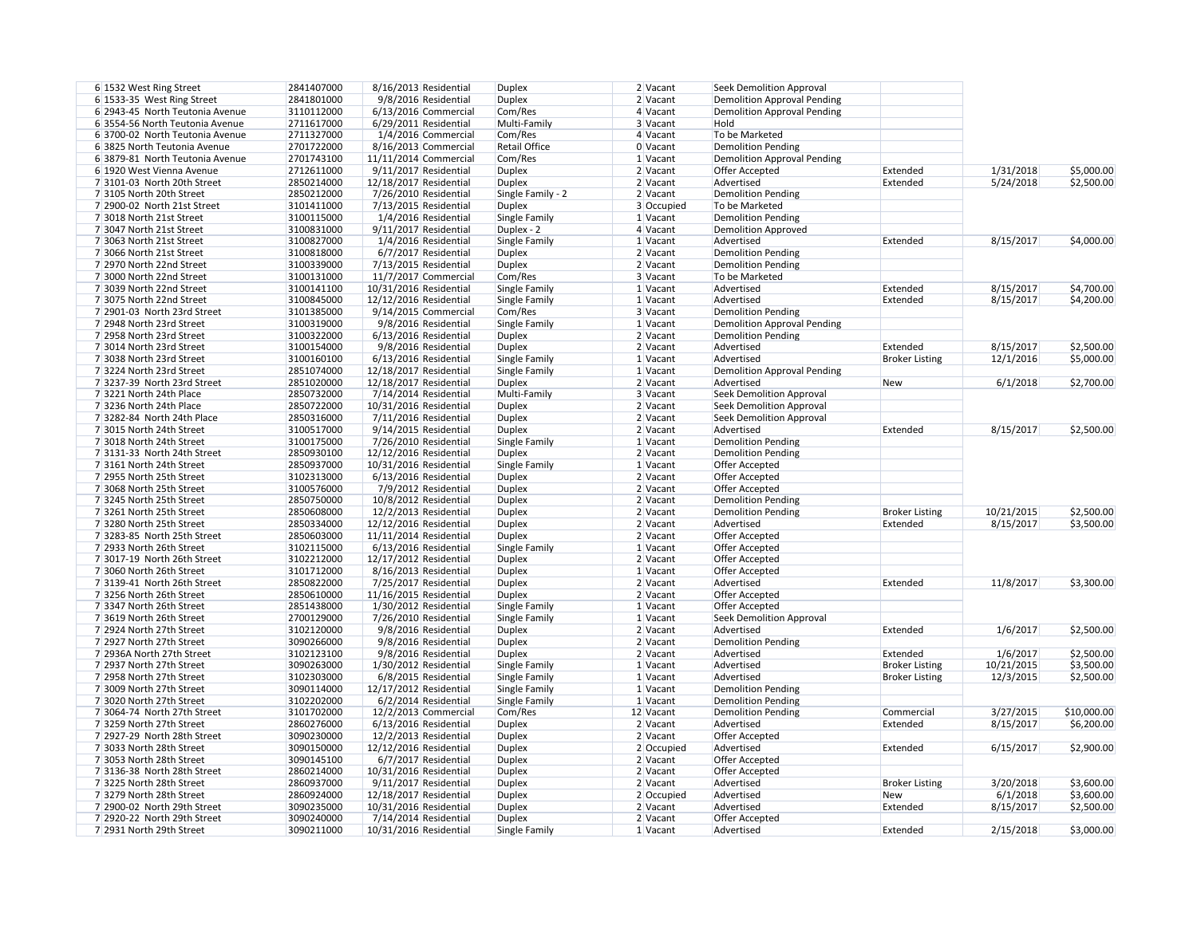| | | | | | | | | | | | |
|---|---|---|---|---|---|---|---|---|---|---|---|
| 6 | 1532 West Ring Street | 2841407000 | 8/16/2013 | Residential | Duplex | 2 | Vacant | Seek Demolition Approval | | | |
| 6 | 1533-35 West Ring Street | 2841801000 | 9/8/2016 | Residential | Duplex | 2 | Vacant | Demolition Approval Pending | | | |
| 6 | 2943-45 North Teutonia Avenue | 3110112000 | 6/13/2016 | Commercial | Com/Res | 4 | Vacant | Demolition Approval Pending | | | |
| 6 | 3554-56 North Teutonia Avenue | 2711617000 | 6/29/2011 | Residential | Multi-Family | 3 | Vacant | Hold | | | |
| 6 | 3700-02 North Teutonia Avenue | 2711327000 | 1/4/2016 | Commercial | Com/Res | 4 | Vacant | To be Marketed | | | |
| 6 | 3825 North Teutonia Avenue | 2701722000 | 8/16/2013 | Commercial | Retail Office | 0 | Vacant | Demolition Pending | | | |
| 6 | 3879-81 North Teutonia Avenue | 2701743100 | 11/11/2014 | Commercial | Com/Res | 1 | Vacant | Demolition Approval Pending | | | |
| 6 | 1920 West Vienna Avenue | 2712611000 | 9/11/2017 | Residential | Duplex | 2 | Vacant | Offer Accepted | Extended | 1/31/2018 | $5,000.00 |
| 7 | 3101-03 North 20th Street | 2850214000 | 12/18/2017 | Residential | Duplex | 2 | Vacant | Advertised | Extended | 5/24/2018 | $2,500.00 |
| 7 | 3105 North 20th Street | 2850212000 | 7/26/2010 | Residential | Single Family - 2 | 2 | Vacant | Demolition Pending | | | |
| 7 | 2900-02 North 21st Street | 3101411000 | 7/13/2015 | Residential | Duplex | 3 | Occupied | To be Marketed | | | |
| 7 | 3018 North 21st Street | 3100115000 | 1/4/2016 | Residential | Single Family | 1 | Vacant | Demolition Pending | | | |
| 7 | 3047 North 21st Street | 3100831000 | 9/11/2017 | Residential | Duplex - 2 | 4 | Vacant | Demolition Approved | | | |
| 7 | 3063 North 21st Street | 3100827000 | 1/4/2016 | Residential | Single Family | 1 | Vacant | Advertised | Extended | 8/15/2017 | $4,000.00 |
| 7 | 3066 North 21st Street | 3100818000 | 6/7/2017 | Residential | Duplex | 2 | Vacant | Demolition Pending | | | |
| 7 | 2970 North 22nd Street | 3100339000 | 7/13/2015 | Residential | Duplex | 2 | Vacant | Demolition Pending | | | |
| 7 | 3000 North 22nd Street | 3100131000 | 11/7/2017 | Commercial | Com/Res | 3 | Vacant | To be Marketed | | | |
| 7 | 3039 North 22nd Street | 3100141100 | 10/31/2016 | Residential | Single Family | 1 | Vacant | Advertised | Extended | 8/15/2017 | $4,700.00 |
| 7 | 3075 North 22nd Street | 3100845000 | 12/12/2016 | Residential | Single Family | 1 | Vacant | Advertised | Extended | 8/15/2017 | $4,200.00 |
| 7 | 2901-03 North 23rd Street | 3101385000 | 9/14/2015 | Commercial | Com/Res | 3 | Vacant | Demolition Pending | | | |
| 7 | 2948 North 23rd Street | 3100319000 | 9/8/2016 | Residential | Single Family | 1 | Vacant | Demolition Approval Pending | | | |
| 7 | 2958 North 23rd Street | 3100322000 | 6/13/2016 | Residential | Duplex | 2 | Vacant | Demolition Pending | | | |
| 7 | 3014 North 23rd Street | 3100154000 | 9/8/2016 | Residential | Duplex | 2 | Vacant | Advertised | Extended | 8/15/2017 | $2,500.00 |
| 7 | 3038 North 23rd Street | 3100160100 | 6/13/2016 | Residential | Single Family | 1 | Vacant | Advertised | Broker Listing | 12/1/2016 | $5,000.00 |
| 7 | 3224 North 23rd Street | 2851074000 | 12/18/2017 | Residential | Single Family | 1 | Vacant | Demolition Approval Pending | | | |
| 7 | 3237-39 North 23rd Street | 2851020000 | 12/18/2017 | Residential | Duplex | 2 | Vacant | Advertised | New | 6/1/2018 | $2,700.00 |
| 7 | 3221 North 24th Place | 2850732000 | 7/14/2014 | Residential | Multi-Family | 3 | Vacant | Seek Demolition Approval | | | |
| 7 | 3236 North 24th Place | 2850722000 | 10/31/2016 | Residential | Duplex | 2 | Vacant | Seek Demolition Approval | | | |
| 7 | 3282-84 North 24th Place | 2850316000 | 7/11/2016 | Residential | Duplex | 2 | Vacant | Seek Demolition Approval | | | |
| 7 | 3015 North 24th Street | 3100517000 | 9/14/2015 | Residential | Duplex | 2 | Vacant | Advertised | Extended | 8/15/2017 | $2,500.00 |
| 7 | 3018 North 24th Street | 3100175000 | 7/26/2010 | Residential | Single Family | 1 | Vacant | Demolition Pending | | | |
| 7 | 3131-33 North 24th Street | 2850930100 | 12/12/2016 | Residential | Duplex | 2 | Vacant | Demolition Pending | | | |
| 7 | 3161 North 24th Street | 2850937000 | 10/31/2016 | Residential | Single Family | 1 | Vacant | Offer Accepted | | | |
| 7 | 2955 North 25th Street | 3102313000 | 6/13/2016 | Residential | Duplex | 2 | Vacant | Offer Accepted | | | |
| 7 | 3068 North 25th Street | 3100576000 | 7/9/2012 | Residential | Duplex | 2 | Vacant | Offer Accepted | | | |
| 7 | 3245 North 25th Street | 2850750000 | 10/8/2012 | Residential | Duplex | 2 | Vacant | Demolition Pending | | | |
| 7 | 3261 North 25th Street | 2850608000 | 12/2/2013 | Residential | Duplex | 2 | Vacant | Demolition Pending | Broker Listing | 10/21/2015 | $2,500.00 |
| 7 | 3280 North 25th Street | 2850334000 | 12/12/2016 | Residential | Duplex | 2 | Vacant | Advertised | Extended | 8/15/2017 | $3,500.00 |
| 7 | 3283-85 North 25th Street | 2850603000 | 11/11/2014 | Residential | Duplex | 2 | Vacant | Offer Accepted | | | |
| 7 | 2933 North 26th Street | 3102115000 | 6/13/2016 | Residential | Single Family | 1 | Vacant | Offer Accepted | | | |
| 7 | 3017-19 North 26th Street | 3102212000 | 12/17/2012 | Residential | Duplex | 2 | Vacant | Offer Accepted | | | |
| 7 | 3060 North 26th Street | 3101712000 | 8/16/2013 | Residential | Duplex | 1 | Vacant | Offer Accepted | | | |
| 7 | 3139-41 North 26th Street | 2850822000 | 7/25/2017 | Residential | Duplex | 2 | Vacant | Advertised | Extended | 11/8/2017 | $3,300.00 |
| 7 | 3256 North 26th Street | 2850610000 | 11/16/2015 | Residential | Duplex | 2 | Vacant | Offer Accepted | | | |
| 7 | 3347 North 26th Street | 2851438000 | 1/30/2012 | Residential | Single Family | 1 | Vacant | Offer Accepted | | | |
| 7 | 3619 North 26th Street | 2700129000 | 7/26/2010 | Residential | Single Family | 1 | Vacant | Seek Demolition Approval | | | |
| 7 | 2924 North 27th Street | 3102120000 | 9/8/2016 | Residential | Duplex | 2 | Vacant | Advertised | Extended | 1/6/2017 | $2,500.00 |
| 7 | 2927 North 27th Street | 3090266000 | 9/8/2016 | Residential | Duplex | 2 | Vacant | Demolition Pending | | | |
| 7 | 2936A North 27th Street | 3102123100 | 9/8/2016 | Residential | Duplex | 2 | Vacant | Advertised | Extended | 1/6/2017 | $2,500.00 |
| 7 | 2937 North 27th Street | 3090263000 | 1/30/2012 | Residential | Single Family | 1 | Vacant | Advertised | Broker Listing | 10/21/2015 | $3,500.00 |
| 7 | 2958 North 27th Street | 3102303000 | 6/8/2015 | Residential | Single Family | 1 | Vacant | Advertised | Broker Listing | 12/3/2015 | $2,500.00 |
| 7 | 3009 North 27th Street | 3090114000 | 12/17/2012 | Residential | Single Family | 1 | Vacant | Demolition Pending | | | |
| 7 | 3020 North 27th Street | 3102202000 | 6/2/2014 | Residential | Single Family | 1 | Vacant | Demolition Pending | | | |
| 7 | 3064-74 North 27th Street | 3101702000 | 12/2/2013 | Commercial | Com/Res | 12 | Vacant | Demolition Pending | Commercial | 3/27/2015 | $10,000.00 |
| 7 | 3259 North 27th Street | 2860276000 | 6/13/2016 | Residential | Duplex | 2 | Vacant | Advertised | Extended | 8/15/2017 | $6,200.00 |
| 7 | 2927-29 North 28th Street | 3090230000 | 12/2/2013 | Residential | Duplex | 2 | Vacant | Offer Accepted | | | |
| 7 | 3033 North 28th Street | 3090150000 | 12/12/2016 | Residential | Duplex | 2 | Occupied | Advertised | Extended | 6/15/2017 | $2,900.00 |
| 7 | 3053 North 28th Street | 3090145100 | 6/7/2017 | Residential | Duplex | 2 | Vacant | Offer Accepted | | | |
| 7 | 3136-38 North 28th Street | 2860214000 | 10/31/2016 | Residential | Duplex | 2 | Vacant | Offer Accepted | | | |
| 7 | 3225 North 28th Street | 2860937000 | 9/11/2017 | Residential | Duplex | 2 | Vacant | Advertised | Broker Listing | 3/20/2018 | $3,600.00 |
| 7 | 3279 North 28th Street | 2860924000 | 12/18/2017 | Residential | Duplex | 2 | Occupied | Advertised | New | 6/1/2018 | $3,600.00 |
| 7 | 2900-02 North 29th Street | 3090235000 | 10/31/2016 | Residential | Duplex | 2 | Vacant | Advertised | Extended | 8/15/2017 | $2,500.00 |
| 7 | 2920-22 North 29th Street | 3090240000 | 7/14/2014 | Residential | Duplex | 2 | Vacant | Offer Accepted | | | |
| 7 | 2931 North 29th Street | 3090211000 | 10/31/2016 | Residential | Single Family | 1 | Vacant | Advertised | Extended | 2/15/2018 | $3,000.00 |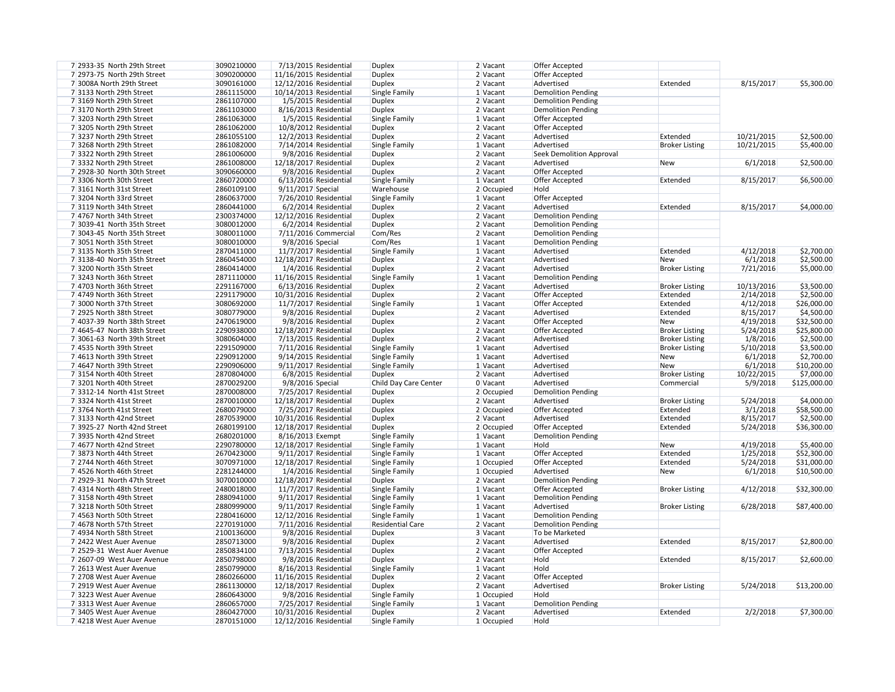| | | | | | | | | | | | |
|---|---|---|---|---|---|---|---|---|---|---|---|
| 7 | 2933-35 North 29th Street | 3090210000 | 7/13/2015 | Residential | Duplex | 2 | Vacant | Offer Accepted | | | |
| 7 | 2973-75 North 29th Street | 3090200000 | 11/16/2015 | Residential | Duplex | 2 | Vacant | Offer Accepted | | | |
| 7 | 3008A North 29th Street | 3090161000 | 12/12/2016 | Residential | Duplex | 2 | Vacant | Advertised | Extended | 8/15/2017 | $5,300.00 |
| 7 | 3133 North 29th Street | 2861115000 | 10/14/2013 | Residential | Single Family | 1 | Vacant | Demolition Pending | | | |
| 7 | 3169 North 29th Street | 2861107000 | 1/5/2015 | Residential | Duplex | 2 | Vacant | Demolition Pending | | | |
| 7 | 3170 North 29th Street | 2861103000 | 8/16/2013 | Residential | Duplex | 2 | Vacant | Demolition Pending | | | |
| 7 | 3203 North 29th Street | 2861063000 | 1/5/2015 | Residential | Single Family | 1 | Vacant | Offer Accepted | | | |
| 7 | 3205 North 29th Street | 2861062000 | 10/8/2012 | Residential | Duplex | 2 | Vacant | Offer Accepted | | | |
| 7 | 3237 North 29th Street | 2861055100 | 12/2/2013 | Residential | Duplex | 2 | Vacant | Advertised | Extended | 10/21/2015 | $2,500.00 |
| 7 | 3268 North 29th Street | 2861082000 | 7/14/2014 | Residential | Single Family | 1 | Vacant | Advertised | Broker Listing | 10/21/2015 | $5,400.00 |
| 7 | 3322 North 29th Street | 2861006000 | 9/8/2016 | Residential | Duplex | 2 | Vacant | Seek Demolition Approval | | | |
| 7 | 3332 North 29th Street | 2861008000 | 12/18/2017 | Residential | Duplex | 2 | Vacant | Advertised | New | 6/1/2018 | $2,500.00 |
| 7 | 2928-30 North 30th Street | 3090660000 | 9/8/2016 | Residential | Duplex | 2 | Vacant | Offer Accepted | | | |
| 7 | 3306 North 30th Street | 2860720000 | 6/13/2016 | Residential | Single Family | 1 | Vacant | Offer Accepted | Extended | 8/15/2017 | $6,500.00 |
| 7 | 3161 North 31st Street | 2860109100 | 9/11/2017 | Special | Warehouse | 2 | Occupied | Hold | | | |
| 7 | 3204 North 33rd Street | 2860637000 | 7/26/2010 | Residential | Single Family | 1 | Vacant | Offer Accepted | | | |
| 7 | 3119 North 34th Street | 2860441000 | 6/2/2014 | Residential | Duplex | 2 | Vacant | Advertised | Extended | 8/15/2017 | $4,000.00 |
| 7 | 4767 North 34th Street | 2300374000 | 12/12/2016 | Residential | Duplex | 2 | Vacant | Demolition Pending | | | |
| 7 | 3039-41 North 35th Street | 3080012000 | 6/2/2014 | Residential | Duplex | 2 | Vacant | Demolition Pending | | | |
| 7 | 3043-45 North 35th Street | 3080011000 | 7/11/2016 | Commercial | Com/Res | 2 | Vacant | Demolition Pending | | | |
| 7 | 3051 North 35th Street | 3080010000 | 9/8/2016 | Special | Com/Res | 1 | Vacant | Demolition Pending | | | |
| 7 | 3135 North 35th Street | 2870411000 | 11/7/2017 | Residential | Single Family | 1 | Vacant | Advertised | Extended | 4/12/2018 | $2,700.00 |
| 7 | 3138-40 North 35th Street | 2860454000 | 12/18/2017 | Residential | Duplex | 2 | Vacant | Advertised | New | 6/1/2018 | $2,500.00 |
| 7 | 3200 North 35th Street | 2860414000 | 1/4/2016 | Residential | Duplex | 2 | Vacant | Advertised | Broker Listing | 7/21/2016 | $5,000.00 |
| 7 | 3243 North 36th Street | 2871110000 | 11/16/2015 | Residential | Single Family | 1 | Vacant | Demolition Pending | | | |
| 7 | 4703 North 36th Street | 2291167000 | 6/13/2016 | Residential | Duplex | 2 | Vacant | Advertised | Broker Listing | 10/13/2016 | $3,500.00 |
| 7 | 4749 North 36th Street | 2291179000 | 10/31/2016 | Residential | Duplex | 2 | Vacant | Offer Accepted | Extended | 2/14/2018 | $2,500.00 |
| 7 | 3000 North 37th Street | 3080692000 | 11/7/2017 | Residential | Single Family | 1 | Vacant | Offer Accepted | Extended | 4/12/2018 | $26,000.00 |
| 7 | 2925 North 38th Street | 3080779000 | 9/8/2016 | Residential | Duplex | 2 | Vacant | Advertised | Extended | 8/15/2017 | $4,500.00 |
| 7 | 4037-39 North 38th Street | 2470619000 | 9/8/2016 | Residential | Duplex | 2 | Vacant | Offer Accepted | New | 4/19/2018 | $32,500.00 |
| 7 | 4645-47 North 38th Street | 2290938000 | 12/18/2017 | Residential | Duplex | 2 | Vacant | Offer Accepted | Broker Listing | 5/24/2018 | $25,800.00 |
| 7 | 3061-63 North 39th Street | 3080604000 | 7/13/2015 | Residential | Duplex | 2 | Vacant | Advertised | Broker Listing | 1/8/2016 | $2,500.00 |
| 7 | 4535 North 39th Street | 2291509000 | 7/11/2016 | Residential | Single Family | 1 | Vacant | Advertised | Broker Listing | 5/10/2018 | $3,500.00 |
| 7 | 4613 North 39th Street | 2290912000 | 9/14/2015 | Residential | Single Family | 1 | Vacant | Advertised | New | 6/1/2018 | $2,700.00 |
| 7 | 4647 North 39th Street | 2290906000 | 9/11/2017 | Residential | Single Family | 1 | Vacant | Advertised | New | 6/1/2018 | $10,200.00 |
| 7 | 3154 North 40th Street | 2870804000 | 6/8/2015 | Residential | Duplex | 2 | Vacant | Advertised | Broker Listing | 10/22/2015 | $7,000.00 |
| 7 | 3201 North 40th Street | 2870029200 | 9/8/2016 | Special | Child Day Care Center | 0 | Vacant | Advertised | Commercial | 5/9/2018 | $125,000.00 |
| 7 | 3312-14 North 41st Street | 2870008000 | 7/25/2017 | Residential | Duplex | 2 | Occupied | Demolition Pending | | | |
| 7 | 3324 North 41st Street | 2870010000 | 12/18/2017 | Residential | Duplex | 2 | Vacant | Advertised | Broker Listing | 5/24/2018 | $4,000.00 |
| 7 | 3764 North 41st Street | 2680079000 | 7/25/2017 | Residential | Duplex | 2 | Occupied | Offer Accepted | Extended | 3/1/2018 | $58,500.00 |
| 7 | 3133 North 42nd Street | 2870539000 | 10/31/2016 | Residential | Duplex | 2 | Vacant | Advertised | Extended | 8/15/2017 | $2,500.00 |
| 7 | 3925-27 North 42nd Street | 2680199100 | 12/18/2017 | Residential | Duplex | 2 | Occupied | Offer Accepted | Extended | 5/24/2018 | $36,300.00 |
| 7 | 3935 North 42nd Street | 2680201000 | 8/16/2013 | Exempt | Single Family | 1 | Vacant | Demolition Pending | | | |
| 7 | 4677 North 42nd Street | 2290780000 | 12/18/2017 | Residential | Single Family | 1 | Vacant | Hold | New | 4/19/2018 | $5,400.00 |
| 7 | 3873 North 44th Street | 2670423000 | 9/11/2017 | Residential | Single Family | 1 | Vacant | Offer Accepted | Extended | 1/25/2018 | $52,300.00 |
| 7 | 2744 North 46th Street | 3070971000 | 12/18/2017 | Residential | Single Family | 1 | Occupied | Offer Accepted | Extended | 5/24/2018 | $31,000.00 |
| 7 | 4526 North 46th Street | 2281244000 | 1/4/2016 | Residential | Single Family | 1 | Occupied | Advertised | New | 6/1/2018 | $10,500.00 |
| 7 | 2929-31 North 47th Street | 3070010000 | 12/18/2017 | Residential | Duplex | 2 | Vacant | Demolition Pending | | | |
| 7 | 4314 North 48th Street | 2480018000 | 11/7/2017 | Residential | Single Family | 1 | Vacant | Offer Accepted | Broker Listing | 4/12/2018 | $32,300.00 |
| 7 | 3158 North 49th Street | 2880941000 | 9/11/2017 | Residential | Single Family | 1 | Vacant | Demolition Pending | | | |
| 7 | 3218 North 50th Street | 2880999000 | 9/11/2017 | Residential | Single Family | 1 | Vacant | Advertised | Broker Listing | 6/28/2018 | $87,400.00 |
| 7 | 4563 North 50th Street | 2280416000 | 12/12/2016 | Residential | Single Family | 1 | Vacant | Demolition Pending | | | |
| 7 | 4678 North 57th Street | 2270191000 | 7/11/2016 | Residential | Residential Care | 2 | Vacant | Demolition Pending | | | |
| 7 | 4934 North 58th Street | 2100136000 | 9/8/2016 | Residential | Duplex | 3 | Vacant | To be Marketed | | | |
| 7 | 2422 West Auer Avenue | 2850713000 | 9/8/2016 | Residential | Duplex | 2 | Vacant | Advertised | Extended | 8/15/2017 | $2,800.00 |
| 7 | 2529-31 West Auer Avenue | 2850834100 | 7/13/2015 | Residential | Duplex | 2 | Vacant | Offer Accepted | | | |
| 7 | 2607-09 West Auer Avenue | 2850798000 | 9/8/2016 | Residential | Duplex | 2 | Vacant | Hold | Extended | 8/15/2017 | $2,600.00 |
| 7 | 2613 West Auer Avenue | 2850799000 | 8/16/2013 | Residential | Single Family | 1 | Vacant | Hold | | | |
| 7 | 2708 West Auer Avenue | 2860266000 | 11/16/2015 | Residential | Duplex | 2 | Vacant | Offer Accepted | | | |
| 7 | 2919 West Auer Avenue | 2861130000 | 12/18/2017 | Residential | Duplex | 2 | Vacant | Advertised | Broker Listing | 5/24/2018 | $13,200.00 |
| 7 | 3223 West Auer Avenue | 2860643000 | 9/8/2016 | Residential | Single Family | 1 | Occupied | Hold | | | |
| 7 | 3313 West Auer Avenue | 2860657000 | 7/25/2017 | Residential | Single Family | 1 | Vacant | Demolition Pending | | | |
| 7 | 3405 West Auer Avenue | 2860427000 | 10/31/2016 | Residential | Duplex | 2 | Vacant | Advertised | Extended | 2/2/2018 | $7,300.00 |
| 7 | 4218 West Auer Avenue | 2870151000 | 12/12/2016 | Residential | Single Family | 1 | Occupied | Hold | | | |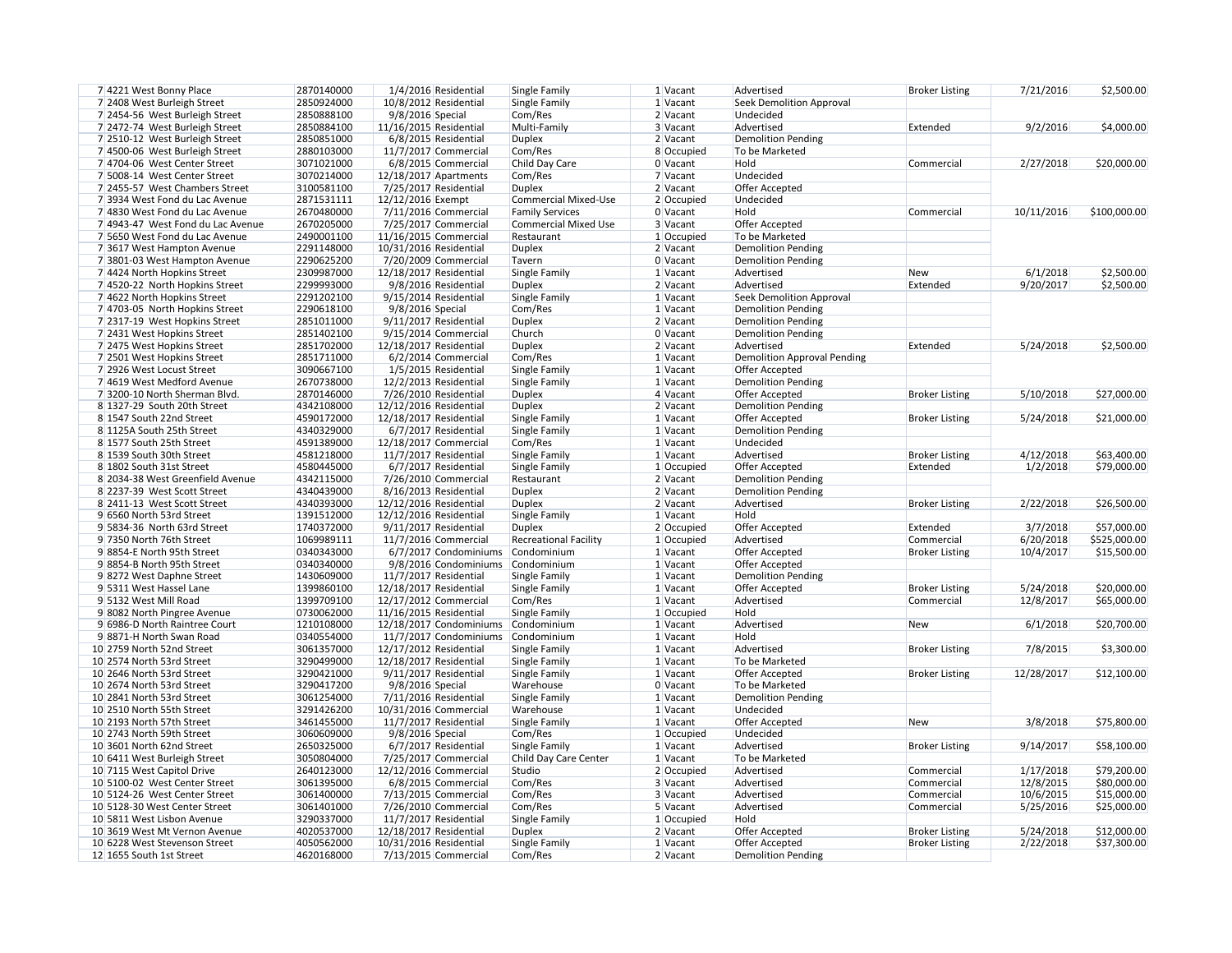| | | | | | | | | | | | |
|---|---|---|---|---|---|---|---|---|---|---|---|
| 7 | 4221 West Bonny Place | 2870140000 | 1/4/2016 | Residential | Single Family | 1 | Vacant | Advertised | Broker Listing | 7/21/2016 | $2,500.00 |
| 7 | 2408 West Burleigh Street | 2850924000 | 10/8/2012 | Residential | Single Family | 1 | Vacant | Seek Demolition Approval | | | |
| 7 | 2454-56 West Burleigh Street | 2850888100 | 9/8/2016 | Special | Com/Res | 2 | Vacant | Undecided | | | |
| 7 | 2472-74 West Burleigh Street | 2850884100 | 11/16/2015 | Residential | Multi-Family | 3 | Vacant | Advertised | Extended | 9/2/2016 | $4,000.00 |
| 7 | 2510-12 West Burleigh Street | 2850851000 | 6/8/2015 | Residential | Duplex | 2 | Vacant | Demolition Pending | | | |
| 7 | 4500-06 West Burleigh Street | 2880103000 | 11/7/2017 | Commercial | Com/Res | 8 | Occupied | To be Marketed | | | |
| 7 | 4704-06 West Center Street | 3071021000 | 6/8/2015 | Commercial | Child Day Care | 0 | Vacant | Hold | Commercial | 2/27/2018 | $20,000.00 |
| 7 | 5008-14 West Center Street | 3070214000 | 12/18/2017 | Apartments | Com/Res | 7 | Vacant | Undecided | | | |
| 7 | 2455-57 West Chambers Street | 3100581100 | 7/25/2017 | Residential | Duplex | 2 | Vacant | Offer Accepted | | | |
| 7 | 3934 West Fond du Lac Avenue | 2871531111 | 12/12/2016 | Exempt | Commercial Mixed-Use | 2 | Occupied | Undecided | | | |
| 7 | 4830 West Fond du Lac Avenue | 2670480000 | 7/11/2016 | Commercial | Family Services | 0 | Vacant | Hold | Commercial | 10/11/2016 | $100,000.00 |
| 7 | 4943-47 West Fond du Lac Avenue | 2670205000 | 7/25/2017 | Commercial | Commercial Mixed Use | 3 | Vacant | Offer Accepted | | | |
| 7 | 5650 West Fond du Lac Avenue | 2490001100 | 11/16/2015 | Commercial | Restaurant | 1 | Occupied | To be Marketed | | | |
| 7 | 3617 West Hampton Avenue | 2291148000 | 10/31/2016 | Residential | Duplex | 2 | Vacant | Demolition Pending | | | |
| 7 | 3801-03 West Hampton Avenue | 2290625200 | 7/20/2009 | Commercial | Tavern | 0 | Vacant | Demolition Pending | | | |
| 7 | 4424 North Hopkins Street | 2309987000 | 12/18/2017 | Residential | Single Family | 1 | Vacant | Advertised | New | 6/1/2018 | $2,500.00 |
| 7 | 4520-22 North Hopkins Street | 2299993000 | 9/8/2016 | Residential | Duplex | 2 | Vacant | Advertised | Extended | 9/20/2017 | $2,500.00 |
| 7 | 4622 North Hopkins Street | 2291202100 | 9/15/2014 | Residential | Single Family | 1 | Vacant | Seek Demolition Approval | | | |
| 7 | 4703-05 North Hopkins Street | 2290618100 | 9/8/2016 | Special | Com/Res | 1 | Vacant | Demolition Pending | | | |
| 7 | 2317-19 West Hopkins Street | 2851011000 | 9/11/2017 | Residential | Duplex | 2 | Vacant | Demolition Pending | | | |
| 7 | 2431 West Hopkins Street | 2851402100 | 9/15/2014 | Commercial | Church | 0 | Vacant | Demolition Pending | | | |
| 7 | 2475 West Hopkins Street | 2851702000 | 12/18/2017 | Residential | Duplex | 2 | Vacant | Advertised | Extended | 5/24/2018 | $2,500.00 |
| 7 | 2501 West Hopkins Street | 2851711000 | 6/2/2014 | Commercial | Com/Res | 1 | Vacant | Demolition Approval Pending | | | |
| 7 | 2926 West Locust Street | 3090667100 | 1/5/2015 | Residential | Single Family | 1 | Vacant | Offer Accepted | | | |
| 7 | 4619 West Medford Avenue | 2670738000 | 12/2/2013 | Residential | Single Family | 1 | Vacant | Demolition Pending | | | |
| 7 | 3200-10 North Sherman Blvd. | 2870146000 | 7/26/2010 | Residential | Duplex | 4 | Vacant | Offer Accepted | Broker Listing | 5/10/2018 | $27,000.00 |
| 8 | 1327-29 South 20th Street | 4342108000 | 12/12/2016 | Residential | Duplex | 2 | Vacant | Demolition Pending | | | |
| 8 | 1547 South 22nd Street | 4590172000 | 12/18/2017 | Residential | Single Family | 1 | Vacant | Offer Accepted | Broker Listing | 5/24/2018 | $21,000.00 |
| 8 | 1125A South 25th Street | 4340329000 | 6/7/2017 | Residential | Single Family | 1 | Vacant | Demolition Pending | | | |
| 8 | 1577 South 25th Street | 4591389000 | 12/18/2017 | Commercial | Com/Res | 1 | Vacant | Undecided | | | |
| 8 | 1539 South 30th Street | 4581218000 | 11/7/2017 | Residential | Single Family | 1 | Vacant | Advertised | Broker Listing | 4/12/2018 | $63,400.00 |
| 8 | 1802 South 31st Street | 4580445000 | 6/7/2017 | Residential | Single Family | 1 | Occupied | Offer Accepted | Extended | 1/2/2018 | $79,000.00 |
| 8 | 2034-38 West Greenfield Avenue | 4342115000 | 7/26/2010 | Commercial | Restaurant | 2 | Vacant | Demolition Pending | | | |
| 8 | 2237-39 West Scott Street | 4340439000 | 8/16/2013 | Residential | Duplex | 2 | Vacant | Demolition Pending | | | |
| 8 | 2411-13 West Scott Street | 4340393000 | 12/12/2016 | Residential | Duplex | 2 | Vacant | Advertised | Broker Listing | 2/22/2018 | $26,500.00 |
| 9 | 6560 North 53rd Street | 1391512000 | 12/12/2016 | Residential | Single Family | 1 | Vacant | Hold | | | |
| 9 | 5834-36 North 63rd Street | 1740372000 | 9/11/2017 | Residential | Duplex | 2 | Occupied | Offer Accepted | Extended | 3/7/2018 | $57,000.00 |
| 9 | 7350 North 76th Street | 1069989111 | 11/7/2016 | Commercial | Recreational Facility | 1 | Occupied | Advertised | Commercial | 6/20/2018 | $525,000.00 |
| 9 | 8854-E North 95th Street | 0340343000 | 6/7/2017 | Condominiums | Condominium | 1 | Vacant | Offer Accepted | Broker Listing | 10/4/2017 | $15,500.00 |
| 9 | 8854-B North 95th Street | 0340340000 | 9/8/2016 | Condominiums | Condominium | 1 | Vacant | Offer Accepted | | | |
| 9 | 8272 West Daphne Street | 1430609000 | 11/7/2017 | Residential | Single Family | 1 | Vacant | Demolition Pending | | | |
| 9 | 5311 West Hassel Lane | 1399860100 | 12/18/2017 | Residential | Single Family | 1 | Vacant | Offer Accepted | Broker Listing | 5/24/2018 | $20,000.00 |
| 9 | 5132 West Mill Road | 1399709100 | 12/17/2012 | Commercial | Com/Res | 1 | Vacant | Advertised | Commercial | 12/8/2017 | $65,000.00 |
| 9 | 8082 North Pingree Avenue | 0730062000 | 11/16/2015 | Residential | Single Family | 1 | Occupied | Hold | | | |
| 9 | 6986-D North Raintree Court | 1210108000 | 12/18/2017 | Condominiums | Condominium | 1 | Vacant | Advertised | New | 6/1/2018 | $20,700.00 |
| 9 | 8871-H North Swan Road | 0340554000 | 11/7/2017 | Condominiums | Condominium | 1 | Vacant | Hold | | | |
| 10 | 2759 North 52nd Street | 3061357000 | 12/17/2012 | Residential | Single Family | 1 | Vacant | Advertised | Broker Listing | 7/8/2015 | $3,300.00 |
| 10 | 2574 North 53rd Street | 3290499000 | 12/18/2017 | Residential | Single Family | 1 | Vacant | To be Marketed | | | |
| 10 | 2646 North 53rd Street | 3290421000 | 9/11/2017 | Residential | Single Family | 1 | Vacant | Offer Accepted | Broker Listing | 12/28/2017 | $12,100.00 |
| 10 | 2674 North 53rd Street | 3290417200 | 9/8/2016 | Special | Warehouse | 0 | Vacant | To be Marketed | | | |
| 10 | 2841 North 53rd Street | 3061254000 | 7/11/2016 | Residential | Single Family | 1 | Vacant | Demolition Pending | | | |
| 10 | 2510 North 55th Street | 3291426200 | 10/31/2016 | Commercial | Warehouse | 1 | Vacant | Undecided | | | |
| 10 | 2193 North 57th Street | 3461455000 | 11/7/2017 | Residential | Single Family | 1 | Vacant | Offer Accepted | New | 3/8/2018 | $75,800.00 |
| 10 | 2743 North 59th Street | 3060609000 | 9/8/2016 | Special | Com/Res | 1 | Occupied | Undecided | | | |
| 10 | 3601 North 62nd Street | 2650325000 | 6/7/2017 | Residential | Single Family | 1 | Vacant | Advertised | Broker Listing | 9/14/2017 | $58,100.00 |
| 10 | 6411 West Burleigh Street | 3050804000 | 7/25/2017 | Commercial | Child Day Care Center | 1 | Vacant | To be Marketed | | | |
| 10 | 7115 West Capitol Drive | 2640123000 | 12/12/2016 | Commercial | Studio | 2 | Occupied | Advertised | Commercial | 1/17/2018 | $79,200.00 |
| 10 | 5100-02 West Center Street | 3061395000 | 6/8/2015 | Commercial | Com/Res | 3 | Vacant | Advertised | Commercial | 12/8/2015 | $80,000.00 |
| 10 | 5124-26 West Center Street | 3061400000 | 7/13/2015 | Commercial | Com/Res | 3 | Vacant | Advertised | Commercial | 10/6/2015 | $15,000.00 |
| 10 | 5128-30 West Center Street | 3061401000 | 7/26/2010 | Commercial | Com/Res | 5 | Vacant | Advertised | Commercial | 5/25/2016 | $25,000.00 |
| 10 | 5811 West Lisbon Avenue | 3290337000 | 11/7/2017 | Residential | Single Family | 1 | Occupied | Hold | | | |
| 10 | 3619 West Mt Vernon Avenue | 4020537000 | 12/18/2017 | Residential | Duplex | 2 | Vacant | Offer Accepted | Broker Listing | 5/24/2018 | $12,000.00 |
| 10 | 6228 West Stevenson Street | 4050562000 | 10/31/2016 | Residential | Single Family | 1 | Vacant | Offer Accepted | Broker Listing | 2/22/2018 | $37,300.00 |
| 12 | 1655 South 1st Street | 4620168000 | 7/13/2015 | Commercial | Com/Res | 2 | Vacant | Demolition Pending | | | |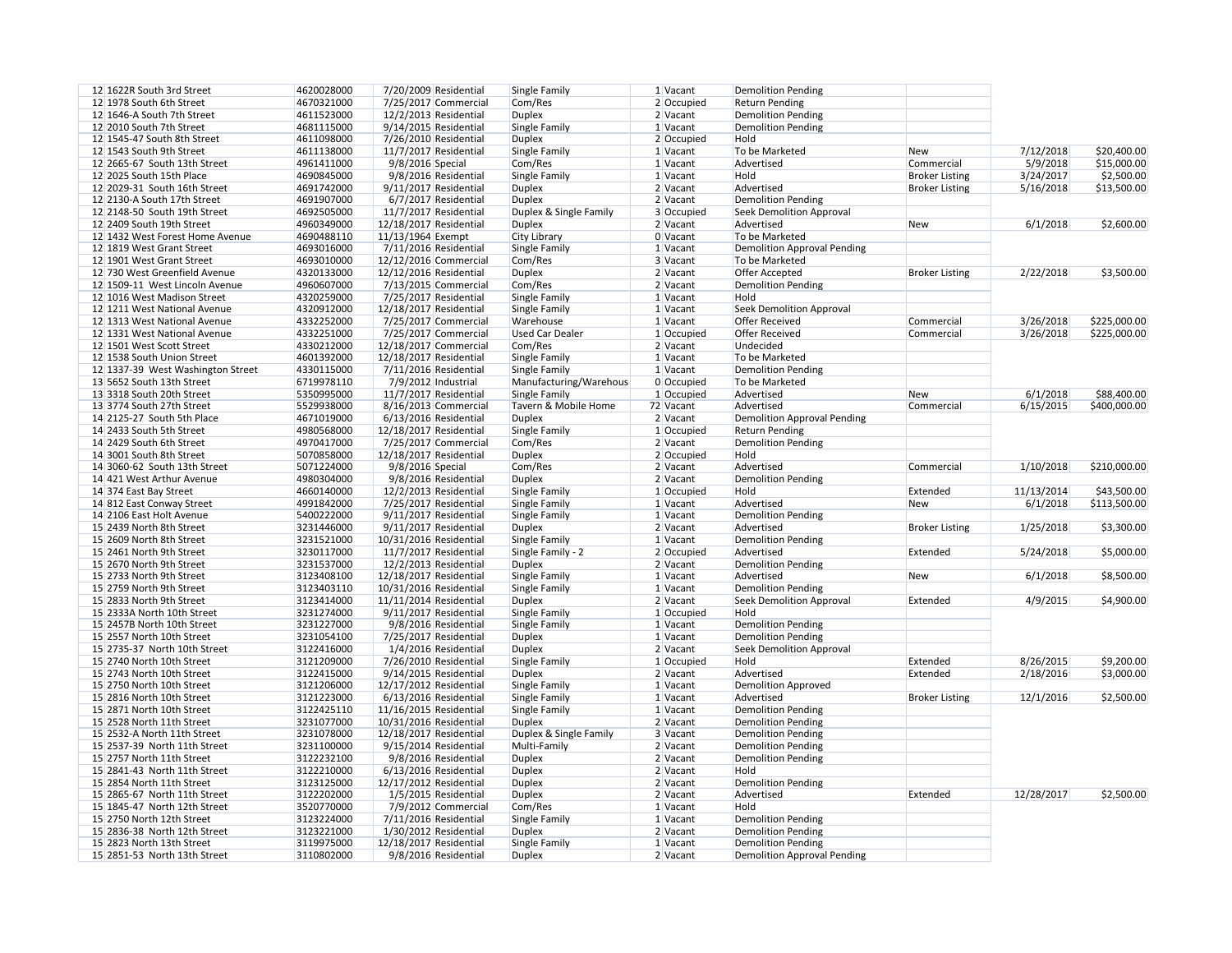| | | | | | | | | | | | |
|---|---|---|---|---|---|---|---|---|---|---|---|
| 12 | 1622R South 3rd Street | 4620028000 | 7/20/2009 | Residential | Single Family | 1 | Vacant | Demolition Pending | | | |
| 12 | 1978 South 6th Street | 4670321000 | 7/25/2017 | Commercial | Com/Res | 2 | Occupied | Return Pending | | | |
| 12 | 1646-A South 7th Street | 4611523000 | 12/2/2013 | Residential | Duplex | 2 | Vacant | Demolition Pending | | | |
| 12 | 2010 South 7th Street | 4681115000 | 9/14/2015 | Residential | Single Family | 1 | Vacant | Demolition Pending | | | |
| 12 | 1545-47 South 8th Street | 4611098000 | 7/26/2010 | Residential | Duplex | 2 | Occupied | Hold | | | |
| 12 | 1543 South 9th Street | 4611138000 | 11/7/2017 | Residential | Single Family | 1 | Vacant | To be Marketed | New | 7/12/2018 | $20,400.00 |
| 12 | 2665-67 South 13th Street | 4961411000 | 9/8/2016 | Special | Com/Res | 1 | Vacant | Advertised | Commercial | 5/9/2018 | $15,000.00 |
| 12 | 2025 South 15th Place | 4690845000 | 9/8/2016 | Residential | Single Family | 1 | Vacant | Hold | Broker Listing | 3/24/2017 | $2,500.00 |
| 12 | 2029-31 South 16th Street | 4691742000 | 9/11/2017 | Residential | Duplex | 2 | Vacant | Advertised | Broker Listing | 5/16/2018 | $13,500.00 |
| 12 | 2130-A South 17th Street | 4691907000 | 6/7/2017 | Residential | Duplex | 2 | Vacant | Demolition Pending | | | |
| 12 | 2148-50 South 19th Street | 4692505000 | 11/7/2017 | Residential | Duplex & Single Family | 3 | Occupied | Seek Demolition Approval | | | |
| 12 | 2409 South 19th Street | 4960349000 | 12/18/2017 | Residential | Duplex | 2 | Vacant | Advertised | New | 6/1/2018 | $2,600.00 |
| 12 | 1432 West Forest Home Avenue | 4690488110 | 11/13/1964 | Exempt | City Library | 0 | Vacant | To be Marketed | | | |
| 12 | 1819 West Grant Street | 4693016000 | 7/11/2016 | Residential | Single Family | 1 | Vacant | Demolition Approval Pending | | | |
| 12 | 1901 West Grant Street | 4693010000 | 12/12/2016 | Commercial | Com/Res | 3 | Vacant | To be Marketed | | | |
| 12 | 730 West Greenfield Avenue | 4320133000 | 12/12/2016 | Residential | Duplex | 2 | Vacant | Offer Accepted | Broker Listing | 2/22/2018 | $3,500.00 |
| 12 | 1509-11 West Lincoln Avenue | 4960607000 | 7/13/2015 | Commercial | Com/Res | 2 | Vacant | Demolition Pending | | | |
| 12 | 1016 West Madison Street | 4320259000 | 7/25/2017 | Residential | Single Family | 1 | Vacant | Hold | | | |
| 12 | 1211 West National Avenue | 4320912000 | 12/18/2017 | Residential | Single Family | 1 | Vacant | Seek Demolition Approval | | | |
| 12 | 1313 West National Avenue | 4332252000 | 7/25/2017 | Commercial | Warehouse | 1 | Vacant | Offer Received | Commercial | 3/26/2018 | $225,000.00 |
| 12 | 1331 West National Avenue | 4332251000 | 7/25/2017 | Commercial | Used Car Dealer | 1 | Occupied | Offer Received | Commercial | 3/26/2018 | $225,000.00 |
| 12 | 1501 West Scott Street | 4330212000 | 12/18/2017 | Commercial | Com/Res | 2 | Vacant | Undecided | | | |
| 12 | 1538 South Union Street | 4601392000 | 12/18/2017 | Residential | Single Family | 1 | Vacant | To be Marketed | | | |
| 12 | 1337-39 West Washington Street | 4330115000 | 7/11/2016 | Residential | Single Family | 1 | Vacant | Demolition Pending | | | |
| 13 | 5652 South 13th Street | 6719978110 | 7/9/2012 | Industrial | Manufacturing/Warehous | 0 | Occupied | To be Marketed | | | |
| 13 | 3318 South 20th Street | 5350995000 | 11/7/2017 | Residential | Single Family | 1 | Occupied | Advertised | New | 6/1/2018 | $88,400.00 |
| 13 | 3774 South 27th Street | 5529938000 | 8/16/2013 | Commercial | Tavern & Mobile Home | 72 | Vacant | Advertised | Commercial | 6/15/2015 | $400,000.00 |
| 14 | 2125-27 South 5th Place | 4671019000 | 6/13/2016 | Residential | Duplex | 2 | Vacant | Demolition Approval Pending | | | |
| 14 | 2433 South 5th Street | 4980568000 | 12/18/2017 | Residential | Single Family | 1 | Occupied | Return Pending | | | |
| 14 | 2429 South 6th Street | 4970417000 | 7/25/2017 | Commercial | Com/Res | 2 | Vacant | Demolition Pending | | | |
| 14 | 3001 South 8th Street | 5070858000 | 12/18/2017 | Residential | Duplex | 2 | Occupied | Hold | | | |
| 14 | 3060-62 South 13th Street | 5071224000 | 9/8/2016 | Special | Com/Res | 2 | Vacant | Advertised | Commercial | 1/10/2018 | $210,000.00 |
| 14 | 421 West Arthur Avenue | 4980304000 | 9/8/2016 | Residential | Duplex | 2 | Vacant | Demolition Pending | | | |
| 14 | 374 East Bay Street | 4660140000 | 12/2/2013 | Residential | Single Family | 1 | Occupied | Hold | Extended | 11/13/2014 | $43,500.00 |
| 14 | 812 East Conway Street | 4991842000 | 7/25/2017 | Residential | Single Family | 1 | Vacant | Advertised | New | 6/1/2018 | $113,500.00 |
| 14 | 2106 East Holt Avenue | 5400222000 | 9/11/2017 | Residential | Single Family | 1 | Vacant | Demolition Pending | | | |
| 15 | 2439 North 8th Street | 3231446000 | 9/11/2017 | Residential | Duplex | 2 | Vacant | Advertised | Broker Listing | 1/25/2018 | $3,300.00 |
| 15 | 2609 North 8th Street | 3231521000 | 10/31/2016 | Residential | Single Family | 1 | Vacant | Demolition Pending | | | |
| 15 | 2461 North 9th Street | 3230117000 | 11/7/2017 | Residential | Single Family - 2 | 2 | Occupied | Advertised | Extended | 5/24/2018 | $5,000.00 |
| 15 | 2670 North 9th Street | 3231537000 | 12/2/2013 | Residential | Duplex | 2 | Vacant | Demolition Pending | | | |
| 15 | 2733 North 9th Street | 3123408100 | 12/18/2017 | Residential | Single Family | 1 | Vacant | Advertised | New | 6/1/2018 | $8,500.00 |
| 15 | 2759 North 9th Street | 3123403110 | 10/31/2016 | Residential | Single Family | 1 | Vacant | Demolition Pending | | | |
| 15 | 2833 North 9th Street | 3123414000 | 11/11/2014 | Residential | Duplex | 2 | Vacant | Seek Demolition Approval | Extended | 4/9/2015 | $4,900.00 |
| 15 | 2333A North 10th Street | 3231274000 | 9/11/2017 | Residential | Single Family | 1 | Occupied | Hold | | | |
| 15 | 2457B North 10th Street | 3231227000 | 9/8/2016 | Residential | Single Family | 1 | Vacant | Demolition Pending | | | |
| 15 | 2557 North 10th Street | 3231054100 | 7/25/2017 | Residential | Duplex | 1 | Vacant | Demolition Pending | | | |
| 15 | 2735-37 North 10th Street | 3122416000 | 1/4/2016 | Residential | Duplex | 2 | Vacant | Seek Demolition Approval | | | |
| 15 | 2740 North 10th Street | 3121209000 | 7/26/2010 | Residential | Single Family | 1 | Occupied | Hold | Extended | 8/26/2015 | $9,200.00 |
| 15 | 2743 North 10th Street | 3122415000 | 9/14/2015 | Residential | Duplex | 2 | Vacant | Advertised | Extended | 2/18/2016 | $3,000.00 |
| 15 | 2750 North 10th Street | 3121206000 | 12/17/2012 | Residential | Single Family | 1 | Vacant | Demolition Approved | | | |
| 15 | 2816 North 10th Street | 3121223000 | 6/13/2016 | Residential | Single Family | 1 | Vacant | Advertised | Broker Listing | 12/1/2016 | $2,500.00 |
| 15 | 2871 North 10th Street | 3122425110 | 11/16/2015 | Residential | Single Family | 1 | Vacant | Demolition Pending | | | |
| 15 | 2528 North 11th Street | 3231077000 | 10/31/2016 | Residential | Duplex | 2 | Vacant | Demolition Pending | | | |
| 15 | 2532-A North 11th Street | 3231078000 | 12/18/2017 | Residential | Duplex & Single Family | 3 | Vacant | Demolition Pending | | | |
| 15 | 2537-39 North 11th Street | 3231100000 | 9/15/2014 | Residential | Multi-Family | 2 | Vacant | Demolition Pending | | | |
| 15 | 2757 North 11th Street | 3122232100 | 9/8/2016 | Residential | Duplex | 2 | Vacant | Demolition Pending | | | |
| 15 | 2841-43 North 11th Street | 3122210000 | 6/13/2016 | Residential | Duplex | 2 | Vacant | Hold | | | |
| 15 | 2854 North 11th Street | 3123125000 | 12/17/2012 | Residential | Duplex | 2 | Vacant | Demolition Pending | | | |
| 15 | 2865-67 North 11th Street | 3122202000 | 1/5/2015 | Residential | Duplex | 2 | Vacant | Advertised | Extended | 12/28/2017 | $2,500.00 |
| 15 | 1845-47 North 12th Street | 3520770000 | 7/9/2012 | Commercial | Com/Res | 1 | Vacant | Hold | | | |
| 15 | 2750 North 12th Street | 3123224000 | 7/11/2016 | Residential | Single Family | 1 | Vacant | Demolition Pending | | | |
| 15 | 2836-38 North 12th Street | 3123221000 | 1/30/2012 | Residential | Duplex | 2 | Vacant | Demolition Pending | | | |
| 15 | 2823 North 13th Street | 3119975000 | 12/18/2017 | Residential | Single Family | 1 | Vacant | Demolition Pending | | | |
| 15 | 2851-53 North 13th Street | 3110802000 | 9/8/2016 | Residential | Duplex | 2 | Vacant | Demolition Approval Pending | | | |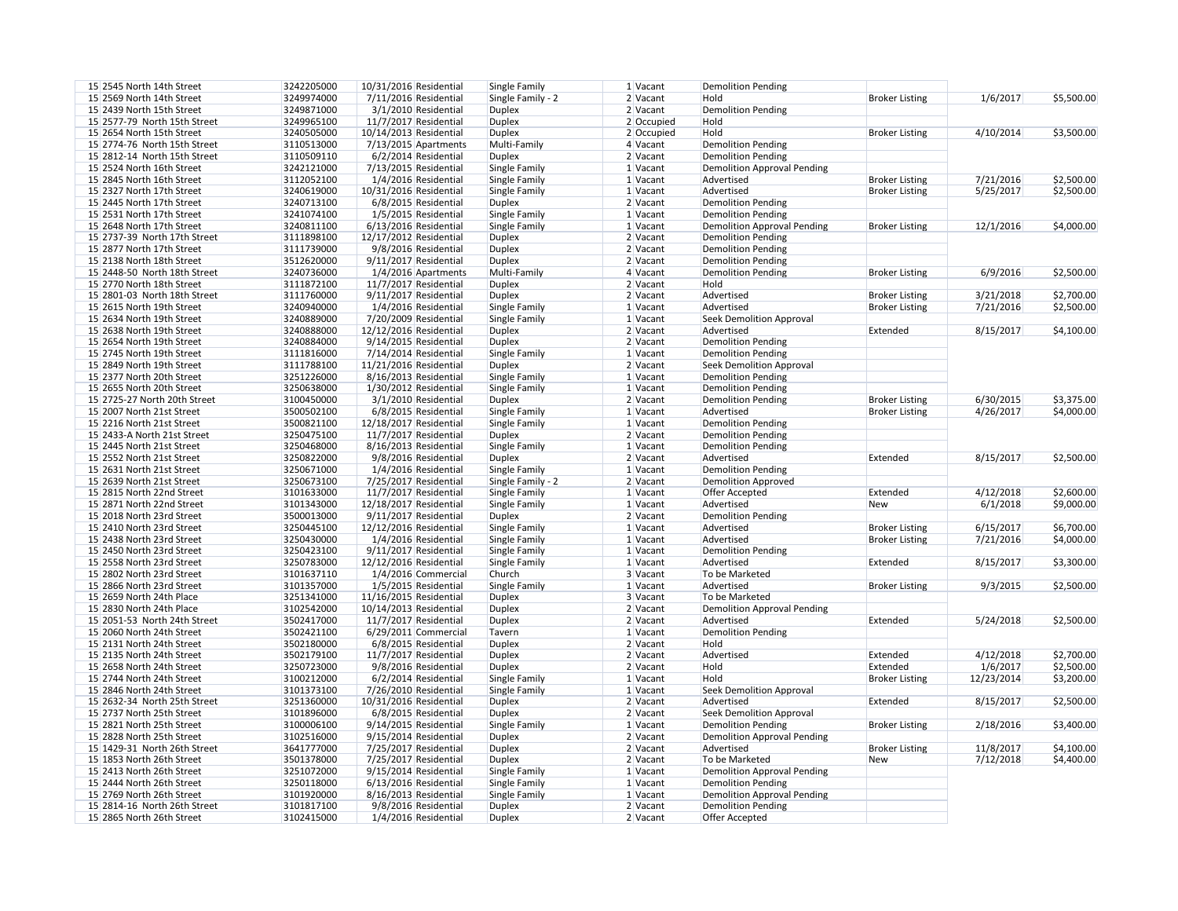| | | | | | | | | | | | |
|---|---|---|---|---|---|---|---|---|---|---|---|
| 15 | 2545 North 14th Street | 3242205000 | 10/31/2016 | Residential | Single Family | 1 | Vacant | Demolition Pending | | | |
| 15 | 2569 North 14th Street | 3249974000 | 7/11/2016 | Residential | Single Family - 2 | 2 | Vacant | Hold | Broker Listing | 1/6/2017 | $5,500.00 |
| 15 | 2439 North 15th Street | 3249871000 | 3/1/2010 | Residential | Duplex | 2 | Vacant | Demolition Pending | | | |
| 15 | 2577-79 North 15th Street | 3249965100 | 11/7/2017 | Residential | Duplex | 2 | Occupied | Hold | | | |
| 15 | 2654 North 15th Street | 3240505000 | 10/14/2013 | Residential | Duplex | 2 | Occupied | Hold | Broker Listing | 4/10/2014 | $3,500.00 |
| 15 | 2774-76 North 15th Street | 3110513000 | 7/13/2015 | Apartments | Multi-Family | 4 | Vacant | Demolition Pending | | | |
| 15 | 2812-14 North 15th Street | 3110509110 | 6/2/2014 | Residential | Duplex | 2 | Vacant | Demolition Pending | | | |
| 15 | 2524 North 16th Street | 3242121000 | 7/13/2015 | Residential | Single Family | 1 | Vacant | Demolition Approval Pending | | | |
| 15 | 2845 North 16th Street | 3112052100 | 1/4/2016 | Residential | Single Family | 1 | Vacant | Advertised | Broker Listing | 7/21/2016 | $2,500.00 |
| 15 | 2327 North 17th Street | 3240619000 | 10/31/2016 | Residential | Single Family | 1 | Vacant | Advertised | Broker Listing | 5/25/2017 | $2,500.00 |
| 15 | 2445 North 17th Street | 3240713100 | 6/8/2015 | Residential | Duplex | 2 | Vacant | Demolition Pending | | | |
| 15 | 2531 North 17th Street | 3241074100 | 1/5/2015 | Residential | Single Family | 1 | Vacant | Demolition Pending | | | |
| 15 | 2648 North 17th Street | 3240811100 | 6/13/2016 | Residential | Single Family | 1 | Vacant | Demolition Approval Pending | Broker Listing | 12/1/2016 | $4,000.00 |
| 15 | 2737-39 North 17th Street | 3111898100 | 12/17/2012 | Residential | Duplex | 2 | Vacant | Demolition Pending | | | |
| 15 | 2877 North 17th Street | 3111739000 | 9/8/2016 | Residential | Duplex | 2 | Vacant | Demolition Pending | | | |
| 15 | 2138 North 18th Street | 3512620000 | 9/11/2017 | Residential | Duplex | 2 | Vacant | Demolition Pending | | | |
| 15 | 2448-50 North 18th Street | 3240736000 | 1/4/2016 | Apartments | Multi-Family | 4 | Vacant | Demolition Pending | Broker Listing | 6/9/2016 | $2,500.00 |
| 15 | 2770 North 18th Street | 3111872100 | 11/7/2017 | Residential | Duplex | 2 | Vacant | Hold | | | |
| 15 | 2801-03 North 18th Street | 3111760000 | 9/11/2017 | Residential | Duplex | 2 | Vacant | Advertised | Broker Listing | 3/21/2018 | $2,700.00 |
| 15 | 2615 North 19th Street | 3240940000 | 1/4/2016 | Residential | Single Family | 1 | Vacant | Advertised | Broker Listing | 7/21/2016 | $2,500.00 |
| 15 | 2634 North 19th Street | 3240889000 | 7/20/2009 | Residential | Single Family | 1 | Vacant | Seek Demolition Approval | | | |
| 15 | 2638 North 19th Street | 3240888000 | 12/12/2016 | Residential | Duplex | 2 | Vacant | Advertised | Extended | 8/15/2017 | $4,100.00 |
| 15 | 2654 North 19th Street | 3240884000 | 9/14/2015 | Residential | Duplex | 2 | Vacant | Demolition Pending | | | |
| 15 | 2745 North 19th Street | 3111816000 | 7/14/2014 | Residential | Single Family | 1 | Vacant | Demolition Pending | | | |
| 15 | 2849 North 19th Street | 3111788100 | 11/21/2016 | Residential | Duplex | 2 | Vacant | Seek Demolition Approval | | | |
| 15 | 2377 North 20th Street | 3251226000 | 8/16/2013 | Residential | Single Family | 1 | Vacant | Demolition Pending | | | |
| 15 | 2655 North 20th Street | 3250638000 | 1/30/2012 | Residential | Single Family | 1 | Vacant | Demolition Pending | | | |
| 15 | 2725-27 North 20th Street | 3100450000 | 3/1/2010 | Residential | Duplex | 2 | Vacant | Demolition Pending | Broker Listing | 6/30/2015 | $3,375.00 |
| 15 | 2007 North 21st Street | 3500502100 | 6/8/2015 | Residential | Single Family | 1 | Vacant | Advertised | Broker Listing | 4/26/2017 | $4,000.00 |
| 15 | 2216 North 21st Street | 3500821100 | 12/18/2017 | Residential | Single Family | 1 | Vacant | Demolition Pending | | | |
| 15 | 2433-A North 21st Street | 3250475100 | 11/7/2017 | Residential | Duplex | 2 | Vacant | Demolition Pending | | | |
| 15 | 2445 North 21st Street | 3250468000 | 8/16/2013 | Residential | Single Family | 1 | Vacant | Demolition Pending | | | |
| 15 | 2552 North 21st Street | 3250822000 | 9/8/2016 | Residential | Duplex | 2 | Vacant | Advertised | Extended | 8/15/2017 | $2,500.00 |
| 15 | 2631 North 21st Street | 3250671000 | 1/4/2016 | Residential | Single Family | 1 | Vacant | Demolition Pending | | | |
| 15 | 2639 North 21st Street | 3250673100 | 7/25/2017 | Residential | Single Family - 2 | 2 | Vacant | Demolition Approved | | | |
| 15 | 2815 North 22nd Street | 3101633000 | 11/7/2017 | Residential | Single Family | 1 | Vacant | Offer Accepted | Extended | 4/12/2018 | $2,600.00 |
| 15 | 2871 North 22nd Street | 3101343000 | 12/18/2017 | Residential | Single Family | 1 | Vacant | Advertised | New | 6/1/2018 | $9,000.00 |
| 15 | 2018 North 23rd Street | 3500013000 | 9/11/2017 | Residential | Duplex | 2 | Vacant | Demolition Pending | | | |
| 15 | 2410 North 23rd Street | 3250445100 | 12/12/2016 | Residential | Single Family | 1 | Vacant | Advertised | Broker Listing | 6/15/2017 | $6,700.00 |
| 15 | 2438 North 23rd Street | 3250430000 | 1/4/2016 | Residential | Single Family | 1 | Vacant | Advertised | Broker Listing | 7/21/2016 | $4,000.00 |
| 15 | 2450 North 23rd Street | 3250423100 | 9/11/2017 | Residential | Single Family | 1 | Vacant | Demolition Pending | | | |
| 15 | 2558 North 23rd Street | 3250783000 | 12/12/2016 | Residential | Single Family | 1 | Vacant | Advertised | Extended | 8/15/2017 | $3,300.00 |
| 15 | 2802 North 23rd Street | 3101637110 | 1/4/2016 | Commercial | Church | 3 | Vacant | To be Marketed | | | |
| 15 | 2866 North 23rd Street | 3101357000 | 1/5/2015 | Residential | Single Family | 1 | Vacant | Advertised | Broker Listing | 9/3/2015 | $2,500.00 |
| 15 | 2659 North 24th Place | 3251341000 | 11/16/2015 | Residential | Duplex | 3 | Vacant | To be Marketed | | | |
| 15 | 2830 North 24th Place | 3102542000 | 10/14/2013 | Residential | Duplex | 2 | Vacant | Demolition Approval Pending | | | |
| 15 | 2051-53 North 24th Street | 3502417000 | 11/7/2017 | Residential | Duplex | 2 | Vacant | Advertised | Extended | 5/24/2018 | $2,500.00 |
| 15 | 2060 North 24th Street | 3502421100 | 6/29/2011 | Commercial | Tavern | 1 | Vacant | Demolition Pending | | | |
| 15 | 2131 North 24th Street | 3502180000 | 6/8/2015 | Residential | Duplex | 2 | Vacant | Hold | | | |
| 15 | 2135 North 24th Street | 3502179100 | 11/7/2017 | Residential | Duplex | 2 | Vacant | Advertised | Extended | 4/12/2018 | $2,700.00 |
| 15 | 2658 North 24th Street | 3250723000 | 9/8/2016 | Residential | Duplex | 2 | Vacant | Hold | Extended | 1/6/2017 | $2,500.00 |
| 15 | 2744 North 24th Street | 3100212000 | 6/2/2014 | Residential | Single Family | 1 | Vacant | Hold | Broker Listing | 12/23/2014 | $3,200.00 |
| 15 | 2846 North 24th Street | 3101373100 | 7/26/2010 | Residential | Single Family | 1 | Vacant | Seek Demolition Approval | | | |
| 15 | 2632-34 North 25th Street | 3251360000 | 10/31/2016 | Residential | Duplex | 2 | Vacant | Advertised | Extended | 8/15/2017 | $2,500.00 |
| 15 | 2737 North 25th Street | 3101896000 | 6/8/2015 | Residential | Duplex | 2 | Vacant | Seek Demolition Approval | | | |
| 15 | 2821 North 25th Street | 3100006100 | 9/14/2015 | Residential | Single Family | 1 | Vacant | Demolition Pending | Broker Listing | 2/18/2016 | $3,400.00 |
| 15 | 2828 North 25th Street | 3102516000 | 9/15/2014 | Residential | Duplex | 2 | Vacant | Demolition Approval Pending | | | |
| 15 | 1429-31 North 26th Street | 3641777000 | 7/25/2017 | Residential | Duplex | 2 | Vacant | Advertised | Broker Listing | 11/8/2017 | $4,100.00 |
| 15 | 1853 North 26th Street | 3501378000 | 7/25/2017 | Residential | Duplex | 2 | Vacant | To be Marketed | New | 7/12/2018 | $4,400.00 |
| 15 | 2413 North 26th Street | 3251072000 | 9/15/2014 | Residential | Single Family | 1 | Vacant | Demolition Approval Pending | | | |
| 15 | 2444 North 26th Street | 3250118000 | 6/13/2016 | Residential | Single Family | 1 | Vacant | Demolition Pending | | | |
| 15 | 2769 North 26th Street | 3101920000 | 8/16/2013 | Residential | Single Family | 1 | Vacant | Demolition Approval Pending | | | |
| 15 | 2814-16 North 26th Street | 3101817100 | 9/8/2016 | Residential | Duplex | 2 | Vacant | Demolition Pending | | | |
| 15 | 2865 North 26th Street | 3102415000 | 1/4/2016 | Residential | Duplex | 2 | Vacant | Offer Accepted | | | |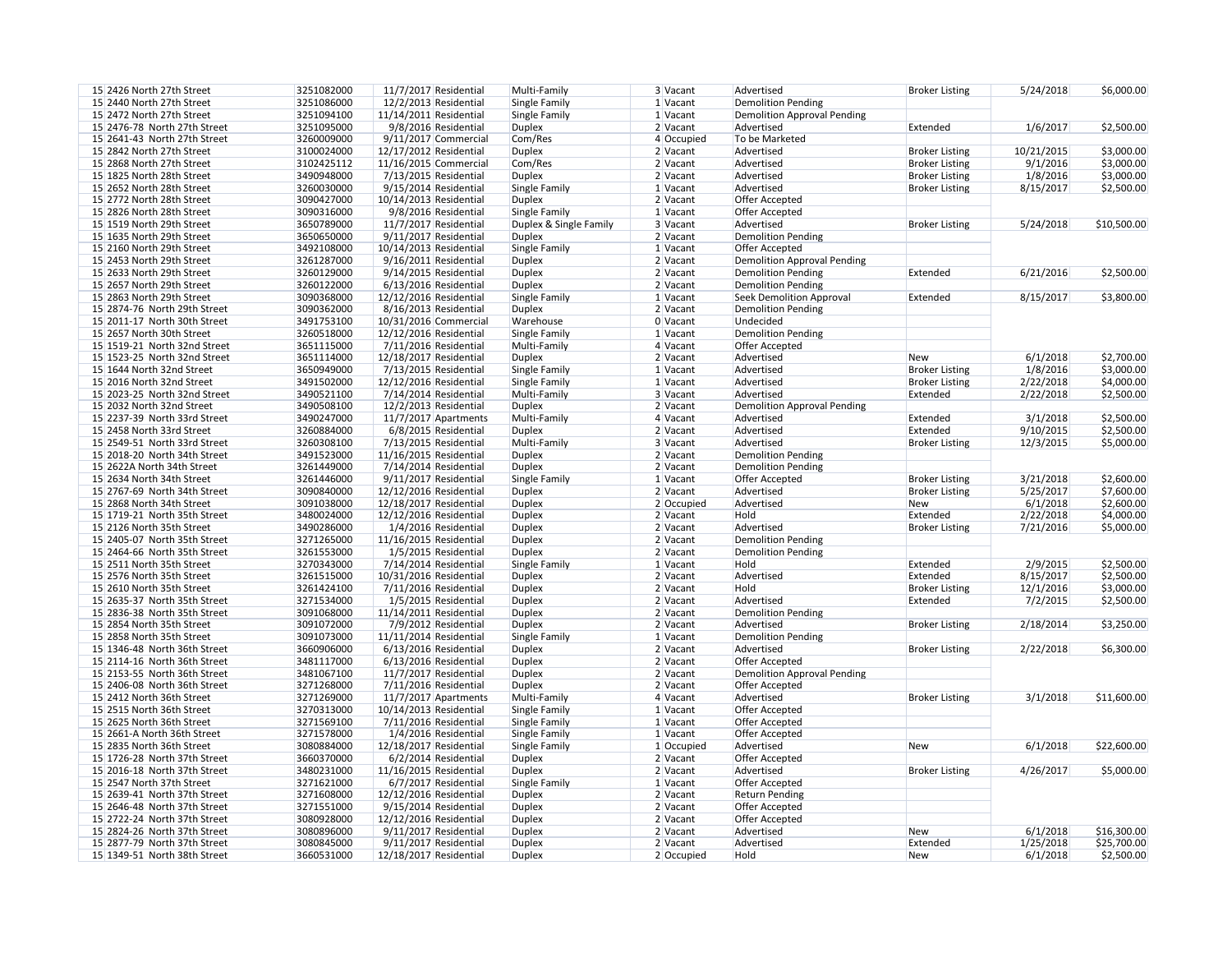| | | | | | | | | | | | |
|---|---|---|---|---|---|---|---|---|---|---|---|
| 15 | 2426 North 27th Street | 3251082000 | 11/7/2017 | Residential | Multi-Family | 3 | Vacant | Advertised | Broker Listing | 5/24/2018 | $6,000.00 |
| 15 | 2440 North 27th Street | 3251086000 | 12/2/2013 | Residential | Single Family | 1 | Vacant | Demolition Pending | | | |
| 15 | 2472 North 27th Street | 3251094100 | 11/14/2011 | Residential | Single Family | 1 | Vacant | Demolition Approval Pending | | | |
| 15 | 2476-78 North 27th Street | 3251095000 | 9/8/2016 | Residential | Duplex | 2 | Vacant | Advertised | Extended | 1/6/2017 | $2,500.00 |
| 15 | 2641-43 North 27th Street | 3260009000 | 9/11/2017 | Commercial | Com/Res | 4 | Occupied | To be Marketed | | | |
| 15 | 2842 North 27th Street | 3100024000 | 12/17/2012 | Residential | Duplex | 2 | Vacant | Advertised | Broker Listing | 10/21/2015 | $3,000.00 |
| 15 | 2868 North 27th Street | 3102425112 | 11/16/2015 | Commercial | Com/Res | 2 | Vacant | Advertised | Broker Listing | 9/1/2016 | $3,000.00 |
| 15 | 1825 North 28th Street | 3490948000 | 7/13/2015 | Residential | Duplex | 2 | Vacant | Advertised | Broker Listing | 1/8/2016 | $3,000.00 |
| 15 | 2652 North 28th Street | 3260030000 | 9/15/2014 | Residential | Single Family | 1 | Vacant | Advertised | Broker Listing | 8/15/2017 | $2,500.00 |
| 15 | 2772 North 28th Street | 3090427000 | 10/14/2013 | Residential | Duplex | 2 | Vacant | Offer Accepted | | | |
| 15 | 2826 North 28th Street | 3090316000 | 9/8/2016 | Residential | Single Family | 1 | Vacant | Offer Accepted | | | |
| 15 | 1519 North 29th Street | 3650789000 | 11/7/2017 | Residential | Duplex & Single Family | 3 | Vacant | Advertised | Broker Listing | 5/24/2018 | $10,500.00 |
| 15 | 1635 North 29th Street | 3650650000 | 9/11/2017 | Residential | Duplex | 2 | Vacant | Demolition Pending | | | |
| 15 | 2160 North 29th Street | 3492108000 | 10/14/2013 | Residential | Single Family | 1 | Vacant | Offer Accepted | | | |
| 15 | 2453 North 29th Street | 3261287000 | 9/16/2011 | Residential | Duplex | 2 | Vacant | Demolition Approval Pending | | | |
| 15 | 2633 North 29th Street | 3260129000 | 9/14/2015 | Residential | Duplex | 2 | Vacant | Demolition Pending | Extended | 6/21/2016 | $2,500.00 |
| 15 | 2657 North 29th Street | 3260122000 | 6/13/2016 | Residential | Duplex | 2 | Vacant | Demolition Pending | | | |
| 15 | 2863 North 29th Street | 3090368000 | 12/12/2016 | Residential | Single Family | 1 | Vacant | Seek Demolition Approval | Extended | 8/15/2017 | $3,800.00 |
| 15 | 2874-76 North 29th Street | 3090362000 | 8/16/2013 | Residential | Duplex | 2 | Vacant | Demolition Pending | | | |
| 15 | 2011-17 North 30th Street | 3491753100 | 10/31/2016 | Commercial | Warehouse | 0 | Vacant | Undecided | | | |
| 15 | 2657 North 30th Street | 3260518000 | 12/12/2016 | Residential | Single Family | 1 | Vacant | Demolition Pending | | | |
| 15 | 1519-21 North 32nd Street | 3651115000 | 7/11/2016 | Residential | Multi-Family | 4 | Vacant | Offer Accepted | | | |
| 15 | 1523-25 North 32nd Street | 3651114000 | 12/18/2017 | Residential | Duplex | 2 | Vacant | Advertised | New | 6/1/2018 | $2,700.00 |
| 15 | 1644 North 32nd Street | 3650949000 | 7/13/2015 | Residential | Single Family | 1 | Vacant | Advertised | Broker Listing | 1/8/2016 | $3,000.00 |
| 15 | 2016 North 32nd Street | 3491502000 | 12/12/2016 | Residential | Single Family | 1 | Vacant | Advertised | Broker Listing | 2/22/2018 | $4,000.00 |
| 15 | 2023-25 North 32nd Street | 3490521100 | 7/14/2014 | Residential | Multi-Family | 3 | Vacant | Advertised | Extended | 2/22/2018 | $2,500.00 |
| 15 | 2032 North 32nd Street | 3490508100 | 12/2/2013 | Residential | Duplex | 2 | Vacant | Demolition Approval Pending | | | |
| 15 | 2237-39 North 33rd Street | 3490247000 | 11/7/2017 | Apartments | Multi-Family | 4 | Vacant | Advertised | Extended | 3/1/2018 | $2,500.00 |
| 15 | 2458 North 33rd Street | 3260884000 | 6/8/2015 | Residential | Duplex | 2 | Vacant | Advertised | Extended | 9/10/2015 | $2,500.00 |
| 15 | 2549-51 North 33rd Street | 3260308100 | 7/13/2015 | Residential | Multi-Family | 3 | Vacant | Advertised | Broker Listing | 12/3/2015 | $5,000.00 |
| 15 | 2018-20 North 34th Street | 3491523000 | 11/16/2015 | Residential | Duplex | 2 | Vacant | Demolition Pending | | | |
| 15 | 2622A North 34th Street | 3261449000 | 7/14/2014 | Residential | Duplex | 2 | Vacant | Demolition Pending | | | |
| 15 | 2634 North 34th Street | 3261446000 | 9/11/2017 | Residential | Single Family | 1 | Vacant | Offer Accepted | Broker Listing | 3/21/2018 | $2,600.00 |
| 15 | 2767-69 North 34th Street | 3090840000 | 12/12/2016 | Residential | Duplex | 2 | Vacant | Advertised | Broker Listing | 5/25/2017 | $7,600.00 |
| 15 | 2868 North 34th Street | 3091038000 | 12/18/2017 | Residential | Duplex | 2 | Occupied | Advertised | New | 6/1/2018 | $2,600.00 |
| 15 | 1719-21 North 35th Street | 3480024000 | 12/12/2016 | Residential | Duplex | 2 | Vacant | Hold | Extended | 2/22/2018 | $4,000.00 |
| 15 | 2126 North 35th Street | 3490286000 | 1/4/2016 | Residential | Duplex | 2 | Vacant | Advertised | Broker Listing | 7/21/2016 | $5,000.00 |
| 15 | 2405-07 North 35th Street | 3271265000 | 11/16/2015 | Residential | Duplex | 2 | Vacant | Demolition Pending | | | |
| 15 | 2464-66 North 35th Street | 3261553000 | 1/5/2015 | Residential | Duplex | 2 | Vacant | Demolition Pending | | | |
| 15 | 2511 North 35th Street | 3270343000 | 7/14/2014 | Residential | Single Family | 1 | Vacant | Hold | Extended | 2/9/2015 | $2,500.00 |
| 15 | 2576 North 35th Street | 3261515000 | 10/31/2016 | Residential | Duplex | 2 | Vacant | Advertised | Extended | 8/15/2017 | $2,500.00 |
| 15 | 2610 North 35th Street | 3261424100 | 7/11/2016 | Residential | Duplex | 2 | Vacant | Hold | Broker Listing | 12/1/2016 | $3,000.00 |
| 15 | 2635-37 North 35th Street | 3271534000 | 1/5/2015 | Residential | Duplex | 2 | Vacant | Advertised | Extended | 7/2/2015 | $2,500.00 |
| 15 | 2836-38 North 35th Street | 3091068000 | 11/14/2011 | Residential | Duplex | 2 | Vacant | Demolition Pending | | | |
| 15 | 2854 North 35th Street | 3091072000 | 7/9/2012 | Residential | Duplex | 2 | Vacant | Advertised | Broker Listing | 2/18/2014 | $3,250.00 |
| 15 | 2858 North 35th Street | 3091073000 | 11/11/2014 | Residential | Single Family | 1 | Vacant | Demolition Pending | | | |
| 15 | 1346-48 North 36th Street | 3660906000 | 6/13/2016 | Residential | Duplex | 2 | Vacant | Advertised | Broker Listing | 2/22/2018 | $6,300.00 |
| 15 | 2114-16 North 36th Street | 3481117000 | 6/13/2016 | Residential | Duplex | 2 | Vacant | Offer Accepted | | | |
| 15 | 2153-55 North 36th Street | 3481067100 | 11/7/2017 | Residential | Duplex | 2 | Vacant | Demolition Approval Pending | | | |
| 15 | 2406-08 North 36th Street | 3271268000 | 7/11/2016 | Residential | Duplex | 2 | Vacant | Offer Accepted | | | |
| 15 | 2412 North 36th Street | 3271269000 | 11/7/2017 | Apartments | Multi-Family | 4 | Vacant | Advertised | Broker Listing | 3/1/2018 | $11,600.00 |
| 15 | 2515 North 36th Street | 3270313000 | 10/14/2013 | Residential | Single Family | 1 | Vacant | Offer Accepted | | | |
| 15 | 2625 North 36th Street | 3271569100 | 7/11/2016 | Residential | Single Family | 1 | Vacant | Offer Accepted | | | |
| 15 | 2661-A North 36th Street | 3271578000 | 1/4/2016 | Residential | Single Family | 1 | Vacant | Offer Accepted | | | |
| 15 | 2835 North 36th Street | 3080884000 | 12/18/2017 | Residential | Single Family | 1 | Occupied | Advertised | New | 6/1/2018 | $22,600.00 |
| 15 | 1726-28 North 37th Street | 3660370000 | 6/2/2014 | Residential | Duplex | 2 | Vacant | Offer Accepted | | | |
| 15 | 2016-18 North 37th Street | 3480231000 | 11/16/2015 | Residential | Duplex | 2 | Vacant | Advertised | Broker Listing | 4/26/2017 | $5,000.00 |
| 15 | 2547 North 37th Street | 3271621000 | 6/7/2017 | Residential | Single Family | 1 | Vacant | Offer Accepted | | | |
| 15 | 2639-41 North 37th Street | 3271608000 | 12/12/2016 | Residential | Duplex | 2 | Vacant | Return Pending | | | |
| 15 | 2646-48 North 37th Street | 3271551000 | 9/15/2014 | Residential | Duplex | 2 | Vacant | Offer Accepted | | | |
| 15 | 2722-24 North 37th Street | 3080928000 | 12/12/2016 | Residential | Duplex | 2 | Vacant | Offer Accepted | | | |
| 15 | 2824-26 North 37th Street | 3080896000 | 9/11/2017 | Residential | Duplex | 2 | Vacant | Advertised | New | 6/1/2018 | $16,300.00 |
| 15 | 2877-79 North 37th Street | 3080845000 | 9/11/2017 | Residential | Duplex | 2 | Vacant | Advertised | Extended | 1/25/2018 | $25,700.00 |
| 15 | 1349-51 North 38th Street | 3660531000 | 12/18/2017 | Residential | Duplex | 2 | Occupied | Hold | New | 6/1/2018 | $2,500.00 |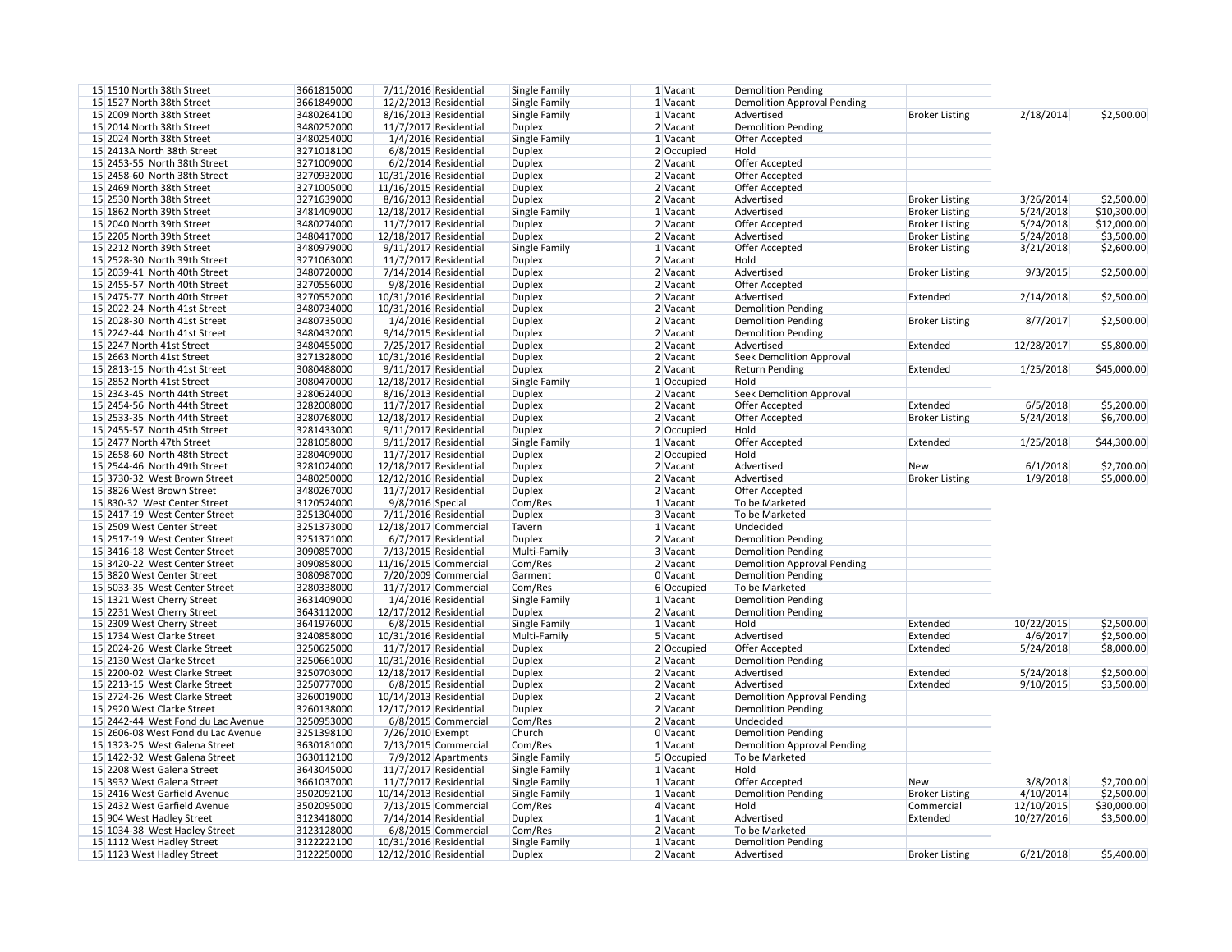| | | | | | | | | | | | |
|---|---|---|---|---|---|---|---|---|---|---|---|
| 15 | 1510 North 38th Street | 3661815000 | 7/11/2016 | Residential | Single Family | 1 | Vacant | Demolition Pending | | | |
| 15 | 1527 North 38th Street | 3661849000 | 12/2/2013 | Residential | Single Family | 1 | Vacant | Demolition Approval Pending | | | |
| 15 | 2009 North 38th Street | 3480264100 | 8/16/2013 | Residential | Single Family | 1 | Vacant | Advertised | Broker Listing | 2/18/2014 | $2,500.00 |
| 15 | 2014 North 38th Street | 3480252000 | 11/7/2017 | Residential | Duplex | 2 | Vacant | Demolition Pending | | | |
| 15 | 2024 North 38th Street | 3480254000 | 1/4/2016 | Residential | Single Family | 1 | Vacant | Offer Accepted | | | |
| 15 | 2413A North 38th Street | 3271018100 | 6/8/2015 | Residential | Duplex | 2 | Occupied | Hold | | | |
| 15 | 2453-55 North 38th Street | 3271009000 | 6/2/2014 | Residential | Duplex | 2 | Vacant | Offer Accepted | | | |
| 15 | 2458-60 North 38th Street | 3270932000 | 10/31/2016 | Residential | Duplex | 2 | Vacant | Offer Accepted | | | |
| 15 | 2469 North 38th Street | 3271005000 | 11/16/2015 | Residential | Duplex | 2 | Vacant | Offer Accepted | | | |
| 15 | 2530 North 38th Street | 3271639000 | 8/16/2013 | Residential | Duplex | 2 | Vacant | Advertised | Broker Listing | 3/26/2014 | $2,500.00 |
| 15 | 1862 North 39th Street | 3481409000 | 12/18/2017 | Residential | Single Family | 1 | Vacant | Advertised | Broker Listing | 5/24/2018 | $10,300.00 |
| 15 | 2040 North 39th Street | 3480274000 | 11/7/2017 | Residential | Duplex | 2 | Vacant | Offer Accepted | Broker Listing | 5/24/2018 | $12,000.00 |
| 15 | 2205 North 39th Street | 3480417000 | 12/18/2017 | Residential | Duplex | 2 | Vacant | Advertised | Broker Listing | 5/24/2018 | $3,500.00 |
| 15 | 2212 North 39th Street | 3480979000 | 9/11/2017 | Residential | Single Family | 1 | Vacant | Offer Accepted | Broker Listing | 3/21/2018 | $2,600.00 |
| 15 | 2528-30 North 39th Street | 3271063000 | 11/7/2017 | Residential | Duplex | 2 | Vacant | Hold | | | |
| 15 | 2039-41 North 40th Street | 3480720000 | 7/14/2014 | Residential | Duplex | 2 | Vacant | Advertised | Broker Listing | 9/3/2015 | $2,500.00 |
| 15 | 2455-57 North 40th Street | 3270556000 | 9/8/2016 | Residential | Duplex | 2 | Vacant | Offer Accepted | | | |
| 15 | 2475-77 North 40th Street | 3270552000 | 10/31/2016 | Residential | Duplex | 2 | Vacant | Advertised | Extended | 2/14/2018 | $2,500.00 |
| 15 | 2022-24 North 41st Street | 3480734000 | 10/31/2016 | Residential | Duplex | 2 | Vacant | Demolition Pending | | | |
| 15 | 2028-30 North 41st Street | 3480735000 | 1/4/2016 | Residential | Duplex | 2 | Vacant | Demolition Pending | Broker Listing | 8/7/2017 | $2,500.00 |
| 15 | 2242-44 North 41st Street | 3480432000 | 9/14/2015 | Residential | Duplex | 2 | Vacant | Demolition Pending | | | |
| 15 | 2247 North 41st Street | 3480455000 | 7/25/2017 | Residential | Duplex | 2 | Vacant | Advertised | Extended | 12/28/2017 | $5,800.00 |
| 15 | 2663 North 41st Street | 3271328000 | 10/31/2016 | Residential | Duplex | 2 | Vacant | Seek Demolition Approval | | | |
| 15 | 2813-15 North 41st Street | 3080488000 | 9/11/2017 | Residential | Duplex | 2 | Vacant | Return Pending | Extended | 1/25/2018 | $45,000.00 |
| 15 | 2852 North 41st Street | 3080470000 | 12/18/2017 | Residential | Single Family | 1 | Occupied | Hold | | | |
| 15 | 2343-45 North 44th Street | 3280624000 | 8/16/2013 | Residential | Duplex | 2 | Vacant | Seek Demolition Approval | | | |
| 15 | 2454-56 North 44th Street | 3282008000 | 11/7/2017 | Residential | Duplex | 2 | Vacant | Offer Accepted | Extended | 6/5/2018 | $5,200.00 |
| 15 | 2533-35 North 44th Street | 3280768000 | 12/18/2017 | Residential | Duplex | 2 | Vacant | Offer Accepted | Broker Listing | 5/24/2018 | $6,700.00 |
| 15 | 2455-57 North 45th Street | 3281433000 | 9/11/2017 | Residential | Duplex | 2 | Occupied | Hold | | | |
| 15 | 2477 North 47th Street | 3281058000 | 9/11/2017 | Residential | Single Family | 1 | Vacant | Offer Accepted | Extended | 1/25/2018 | $44,300.00 |
| 15 | 2658-60 North 48th Street | 3280409000 | 11/7/2017 | Residential | Duplex | 2 | Occupied | Hold | | | |
| 15 | 2544-46 North 49th Street | 3281024000 | 12/18/2017 | Residential | Duplex | 2 | Vacant | Advertised | New | 6/1/2018 | $2,700.00 |
| 15 | 3730-32 West Brown Street | 3480250000 | 12/12/2016 | Residential | Duplex | 2 | Vacant | Advertised | Broker Listing | 1/9/2018 | $5,000.00 |
| 15 | 3826 West Brown Street | 3480267000 | 11/7/2017 | Residential | Duplex | 2 | Vacant | Offer Accepted | | | |
| 15 | 830-32 West Center Street | 3120524000 | 9/8/2016 | Special | Com/Res | 1 | Vacant | To be Marketed | | | |
| 15 | 2417-19 West Center Street | 3251304000 | 7/11/2016 | Residential | Duplex | 3 | Vacant | To be Marketed | | | |
| 15 | 2509 West Center Street | 3251373000 | 12/18/2017 | Commercial | Tavern | 1 | Vacant | Undecided | | | |
| 15 | 2517-19 West Center Street | 3251371000 | 6/7/2017 | Residential | Duplex | 2 | Vacant | Demolition Pending | | | |
| 15 | 3416-18 West Center Street | 3090857000 | 7/13/2015 | Residential | Multi-Family | 3 | Vacant | Demolition Pending | | | |
| 15 | 3420-22 West Center Street | 3090858000 | 11/16/2015 | Commercial | Com/Res | 2 | Vacant | Demolition Approval Pending | | | |
| 15 | 3820 West Center Street | 3080987000 | 7/20/2009 | Commercial | Garment | 0 | Vacant | Demolition Pending | | | |
| 15 | 5033-35 West Center Street | 3280338000 | 11/7/2017 | Commercial | Com/Res | 6 | Occupied | To be Marketed | | | |
| 15 | 1321 West Cherry Street | 3631409000 | 1/4/2016 | Residential | Single Family | 1 | Vacant | Demolition Pending | | | |
| 15 | 2231 West Cherry Street | 3643112000 | 12/17/2012 | Residential | Duplex | 2 | Vacant | Demolition Pending | | | |
| 15 | 2309 West Cherry Street | 3641976000 | 6/8/2015 | Residential | Single Family | 1 | Vacant | Hold | Extended | 10/22/2015 | $2,500.00 |
| 15 | 1734 West Clarke Street | 3240858000 | 10/31/2016 | Residential | Multi-Family | 5 | Vacant | Advertised | Extended | 4/6/2017 | $2,500.00 |
| 15 | 2024-26 West Clarke Street | 3250625000 | 11/7/2017 | Residential | Duplex | 2 | Occupied | Offer Accepted | Extended | 5/24/2018 | $8,000.00 |
| 15 | 2130 West Clarke Street | 3250661000 | 10/31/2016 | Residential | Duplex | 2 | Vacant | Demolition Pending | | | |
| 15 | 2200-02 West Clarke Street | 3250703000 | 12/18/2017 | Residential | Duplex | 2 | Vacant | Advertised | Extended | 5/24/2018 | $2,500.00 |
| 15 | 2213-15 West Clarke Street | 3250777000 | 6/8/2015 | Residential | Duplex | 2 | Vacant | Advertised | Extended | 9/10/2015 | $3,500.00 |
| 15 | 2724-26 West Clarke Street | 3260019000 | 10/14/2013 | Residential | Duplex | 2 | Vacant | Demolition Approval Pending | | | |
| 15 | 2920 West Clarke Street | 3260138000 | 12/17/2012 | Residential | Duplex | 2 | Vacant | Demolition Pending | | | |
| 15 | 2442-44 West Fond du Lac Avenue | 3250953000 | 6/8/2015 | Commercial | Com/Res | 2 | Vacant | Undecided | | | |
| 15 | 2606-08 West Fond du Lac Avenue | 3251398100 | 7/26/2010 | Exempt | Church | 0 | Vacant | Demolition Pending | | | |
| 15 | 1323-25 West Galena Street | 3630181000 | 7/13/2015 | Commercial | Com/Res | 1 | Vacant | Demolition Approval Pending | | | |
| 15 | 1422-32 West Galena Street | 3630112100 | 7/9/2012 | Apartments | Single Family | 5 | Occupied | To be Marketed | | | |
| 15 | 2208 West Galena Street | 3643045000 | 11/7/2017 | Residential | Single Family | 1 | Vacant | Hold | | | |
| 15 | 3932 West Galena Street | 3661037000 | 11/7/2017 | Residential | Single Family | 1 | Vacant | Offer Accepted | New | 3/8/2018 | $2,700.00 |
| 15 | 2416 West Garfield Avenue | 3502092100 | 10/14/2013 | Residential | Single Family | 1 | Vacant | Demolition Pending | Broker Listing | 4/10/2014 | $2,500.00 |
| 15 | 2432 West Garfield Avenue | 3502095000 | 7/13/2015 | Commercial | Com/Res | 4 | Vacant | Hold | Commercial | 12/10/2015 | $30,000.00 |
| 15 | 904 West Hadley Street | 3123418000 | 7/14/2014 | Residential | Duplex | 1 | Vacant | Advertised | Extended | 10/27/2016 | $3,500.00 |
| 15 | 1034-38 West Hadley Street | 3123128000 | 6/8/2015 | Commercial | Com/Res | 2 | Vacant | To be Marketed | | | |
| 15 | 1112 West Hadley Street | 3122222100 | 10/31/2016 | Residential | Single Family | 1 | Vacant | Demolition Pending | | | |
| 15 | 1123 West Hadley Street | 3122250000 | 12/12/2016 | Residential | Duplex | 2 | Vacant | Advertised | Broker Listing | 6/21/2018 | $5,400.00 |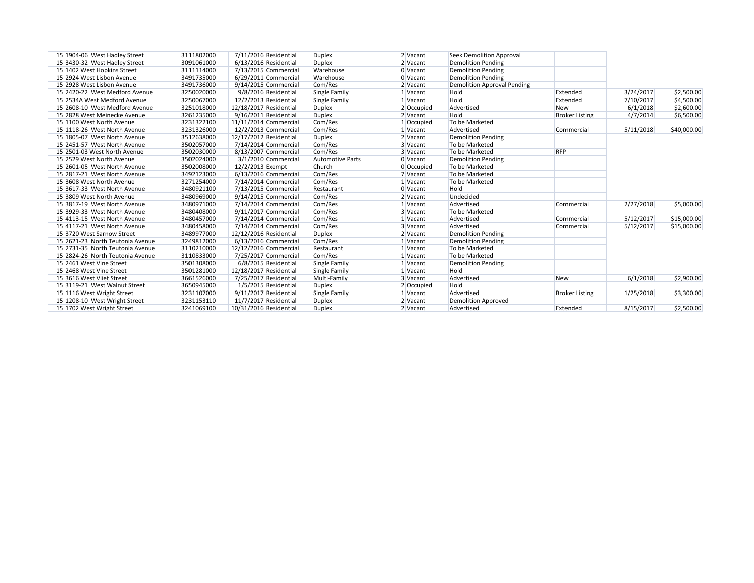| | | | | | | | | | | | |
|---|---|---|---|---|---|---|---|---|---|---|---|
| 15 | 1904-06 West Hadley Street | 3111802000 | 7/11/2016 | Residential | Duplex | 2 | Vacant | Seek Demolition Approval | | | |
| 15 | 3430-32 West Hadley Street | 3091061000 | 6/13/2016 | Residential | Duplex | 2 | Vacant | Demolition Pending | | | |
| 15 | 1402 West Hopkins Street | 3111114000 | 7/13/2015 | Commercial | Warehouse | 0 | Vacant | Demolition Pending | | | |
| 15 | 2924 West Lisbon Avenue | 3491735000 | 6/29/2011 | Commercial | Warehouse | 0 | Vacant | Demolition Pending | | | |
| 15 | 2928 West Lisbon Avenue | 3491736000 | 9/14/2015 | Commercial | Com/Res | 2 | Vacant | Demolition Approval Pending | | | |
| 15 | 2420-22 West Medford Avenue | 3250020000 | 9/8/2016 | Residential | Single Family | 1 | Vacant | Hold | Extended | 3/24/2017 | $2,500.00 |
| 15 | 2534A West Medford Avenue | 3250067000 | 12/2/2013 | Residential | Single Family | 1 | Vacant | Hold | Extended | 7/10/2017 | $4,500.00 |
| 15 | 2608-10 West Medford Avenue | 3251018000 | 12/18/2017 | Residential | Duplex | 2 | Occupied | Advertised | New | 6/1/2018 | $2,600.00 |
| 15 | 2828 West Meinecke Avenue | 3261235000 | 9/16/2011 | Residential | Duplex | 2 | Vacant | Hold | Broker Listing | 4/7/2014 | $6,500.00 |
| 15 | 1100 West North Avenue | 3231322100 | 11/11/2014 | Commercial | Com/Res | 1 | Occupied | To be Marketed | | | |
| 15 | 1118-26 West North Avenue | 3231326000 | 12/2/2013 | Commercial | Com/Res | 1 | Vacant | Advertised | Commercial | 5/11/2018 | $40,000.00 |
| 15 | 1805-07 West North Avenue | 3512638000 | 12/17/2012 | Residential | Duplex | 2 | Vacant | Demolition Pending | | | |
| 15 | 2451-57 West North Avenue | 3502057000 | 7/14/2014 | Commercial | Com/Res | 3 | Vacant | To be Marketed | | | |
| 15 | 2501-03 West North Avenue | 3502030000 | 8/13/2007 | Commercial | Com/Res | 3 | Vacant | To be Marketed | RFP | | |
| 15 | 2529 West North Avenue | 3502024000 | 3/1/2010 | Commercial | Automotive Parts | 0 | Vacant | Demolition Pending | | | |
| 15 | 2601-05 West North Avenue | 3502008000 | 12/2/2013 | Exempt | Church | 0 | Occupied | To be Marketed | | | |
| 15 | 2817-21 West North Avenue | 3492123000 | 6/13/2016 | Commercial | Com/Res | 7 | Vacant | To be Marketed | | | |
| 15 | 3608 West North Avenue | 3271254000 | 7/14/2014 | Commercial | Com/Res | 1 | Vacant | To be Marketed | | | |
| 15 | 3617-33 West North Avenue | 3480921100 | 7/13/2015 | Commercial | Restaurant | 0 | Vacant | Hold | | | |
| 15 | 3809 West North Avenue | 3480969000 | 9/14/2015 | Commercial | Com/Res | 2 | Vacant | Undecided | | | |
| 15 | 3817-19 West North Avenue | 3480971000 | 7/14/2014 | Commercial | Com/Res | 1 | Vacant | Advertised | Commercial | 2/27/2018 | $5,000.00 |
| 15 | 3929-33 West North Avenue | 3480408000 | 9/11/2017 | Commercial | Com/Res | 3 | Vacant | To be Marketed | | | |
| 15 | 4113-15 West North Avenue | 3480457000 | 7/14/2014 | Commercial | Com/Res | 1 | Vacant | Advertised | Commercial | 5/12/2017 | $15,000.00 |
| 15 | 4117-21 West North Avenue | 3480458000 | 7/14/2014 | Commercial | Com/Res | 3 | Vacant | Advertised | Commercial | 5/12/2017 | $15,000.00 |
| 15 | 3720 West Sarnow Street | 3489977000 | 12/12/2016 | Residential | Duplex | 2 | Vacant | Demolition Pending | | | |
| 15 | 2621-23 North Teutonia Avenue | 3249812000 | 6/13/2016 | Commercial | Com/Res | 1 | Vacant | Demolition Pending | | | |
| 15 | 2731-35 North Teutonia Avenue | 3110210000 | 12/12/2016 | Commercial | Restaurant | 1 | Vacant | To be Marketed | | | |
| 15 | 2824-26 North Teutonia Avenue | 3110833000 | 7/25/2017 | Commercial | Com/Res | 1 | Vacant | To be Marketed | | | |
| 15 | 2461 West Vine Street | 3501308000 | 6/8/2015 | Residential | Single Family | 1 | Vacant | Demolition Pending | | | |
| 15 | 2468 West Vine Street | 3501281000 | 12/18/2017 | Residential | Single Family | 1 | Vacant | Hold | | | |
| 15 | 3616 West Vliet Street | 3661526000 | 7/25/2017 | Residential | Multi-Family | 3 | Vacant | Advertised | New | 6/1/2018 | $2,900.00 |
| 15 | 3119-21 West Walnut Street | 3650945000 | 1/5/2015 | Residential | Duplex | 2 | Occupied | Hold | | | |
| 15 | 1116 West Wright Street | 3231107000 | 9/11/2017 | Residential | Single Family | 1 | Vacant | Advertised | Broker Listing | 1/25/2018 | $3,300.00 |
| 15 | 1208-10 West Wright Street | 3231153110 | 11/7/2017 | Residential | Duplex | 2 | Vacant | Demolition Approved | | | |
| 15 | 1702 West Wright Street | 3241069100 | 10/31/2016 | Residential | Duplex | 2 | Vacant | Advertised | Extended | 8/15/2017 | $2,500.00 |